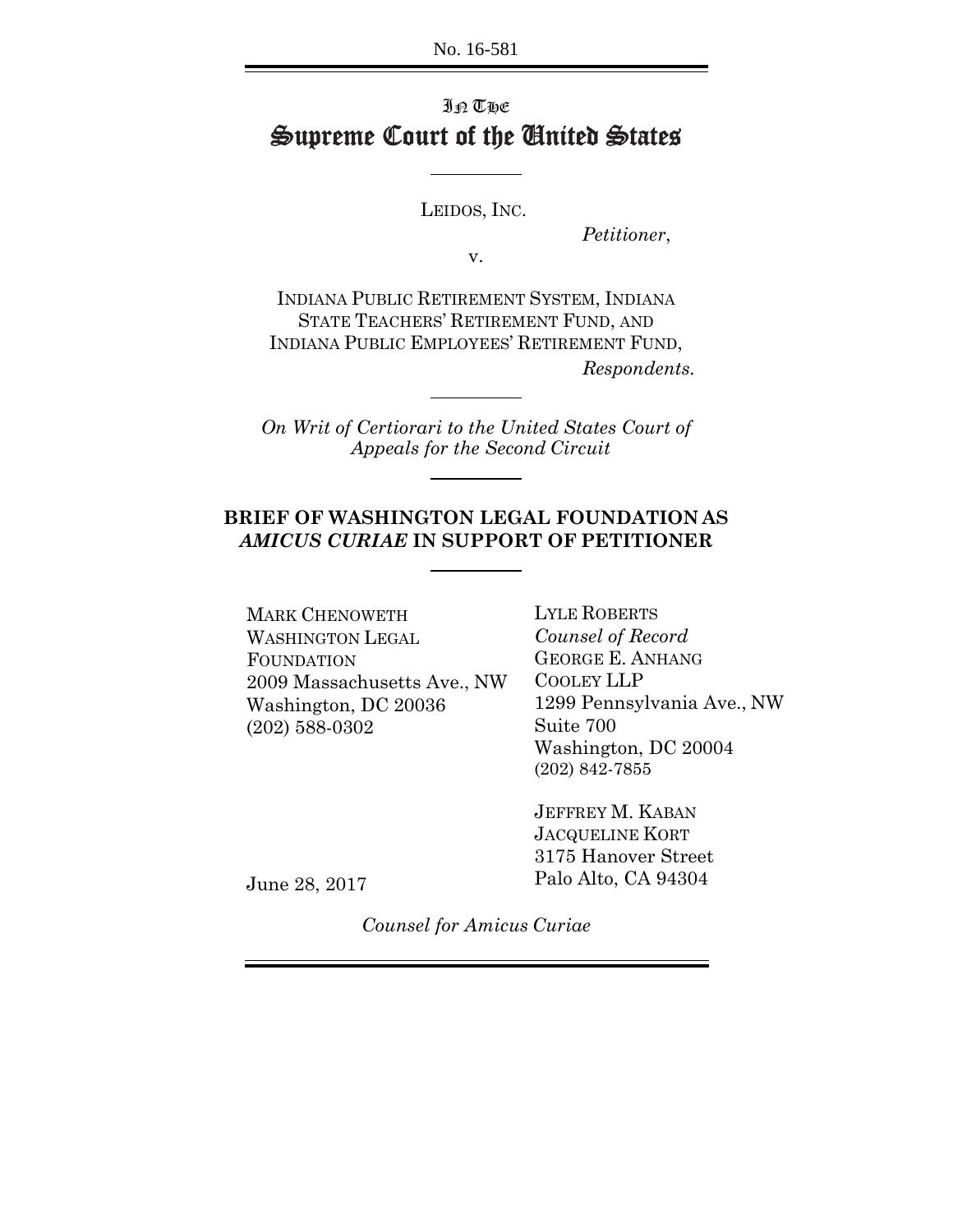No. 16-581

IN THE

# Supreme Court of the United States

---

LEIDOS, INC.

*Petitioner*,

v.

INDIANA PUBLIC RETIREMENT SYSTEM, INDIANA STATE TEACHERS' RETIREMENT FUND, AND INDIANA PUBLIC EMPLOYEES' RETIREMENT FUND,

*Respondents.*

---

*On Writ of Certiorari to the United States Court of Appeals for the Second Circuit*

---

## BRIEF OF WASHINGTON LEGAL FOUNDATION AS *AMICUS CURIAE* IN SUPPORT OF PETITIONER

---

MARK CHENOWETH
WASHINGTON LEGAL FOUNDATION
2009 Massachusetts Ave., NW
Washington, DC 20036
(202) 588-0302

LYLE ROBERTS
*Counsel of Record*
GEORGE E. ANHANG
COOLEY LLP
1299 Pennsylvania Ave., NW
Suite 700
Washington, DC 20004
(202) 842-7855

JEFFREY M. KABAN
JACQUELINE KORT
3175 Hanover Street
Palo Alto, CA 94304

June 28, 2017

*Counsel for Amicus Curiae*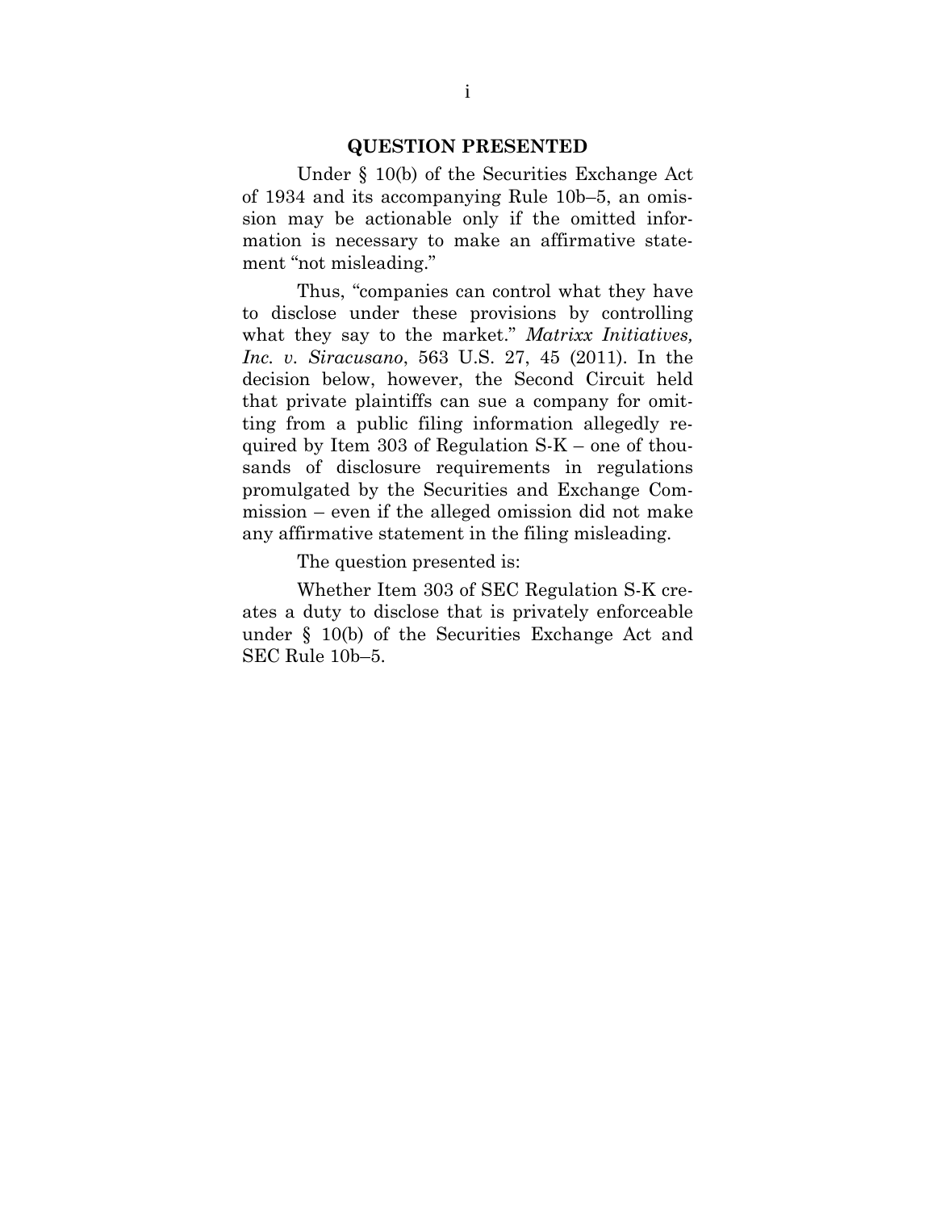## QUESTION PRESENTED

Under § 10(b) of the Securities Exchange Act of 1934 and its accompanying Rule 10b–5, an omission may be actionable only if the omitted information is necessary to make an affirmative statement "not misleading."

Thus, "companies can control what they have to disclose under these provisions by controlling what they say to the market." *Matrixx Initiatives, Inc. v. Siracusano*, 563 U.S. 27, 45 (2011). In the decision below, however, the Second Circuit held that private plaintiffs can sue a company for omitting from a public filing information allegedly required by Item 303 of Regulation S-K – one of thousands of disclosure requirements in regulations promulgated by the Securities and Exchange Commission – even if the alleged omission did not make any affirmative statement in the filing misleading.

The question presented is:

Whether Item 303 of SEC Regulation S-K creates a duty to disclose that is privately enforceable under § 10(b) of the Securities Exchange Act and SEC Rule 10b–5.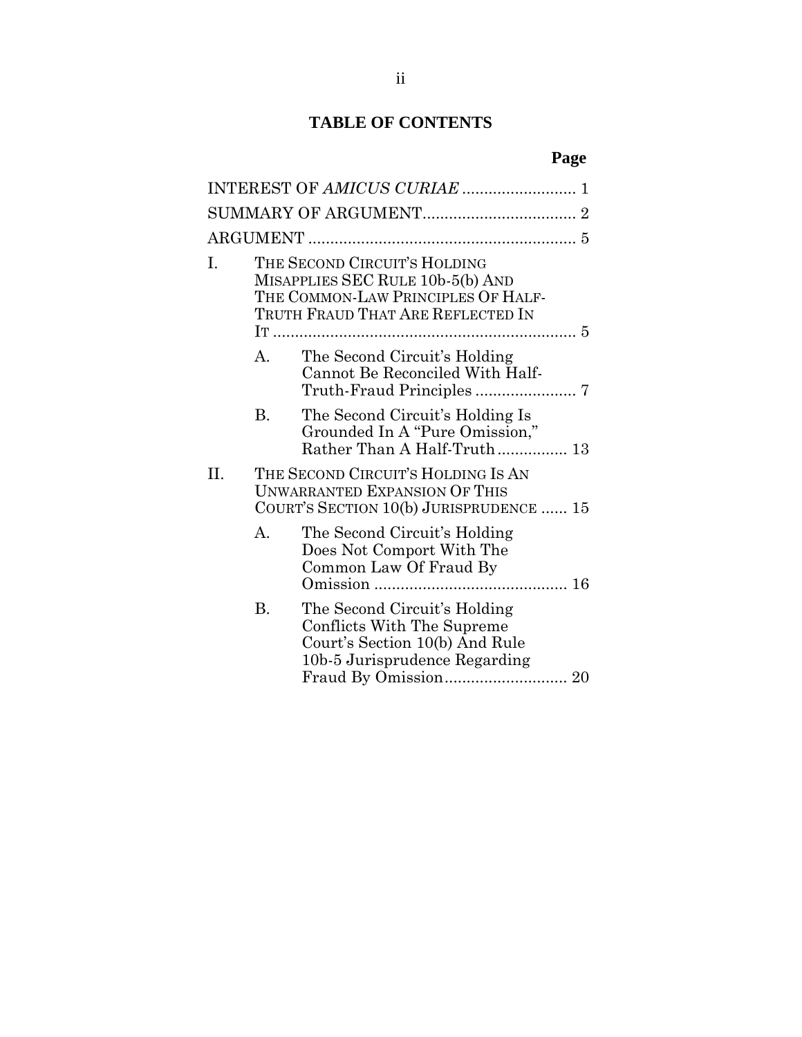## TABLE OF CONTENTS

| | Page |
|---|---|
| INTEREST OF *AMICUS CURIAE* | 1 |
| SUMMARY OF ARGUMENT | 2 |
| ARGUMENT | 5 |
| I. THE SECOND CIRCUIT'S HOLDING MISAPPLIES SEC RULE 10b-5(b) AND THE COMMON-LAW PRINCIPLES OF HALF-TRUTH FRAUD THAT ARE REFLECTED IN IT | 5 |
| A. The Second Circuit's Holding Cannot Be Reconciled With Half-Truth-Fraud Principles | 7 |
| B. The Second Circuit's Holding Is Grounded In A "Pure Omission," Rather Than A Half-Truth | 13 |
| II. THE SECOND CIRCUIT'S HOLDING IS AN UNWARRANTED EXPANSION OF THIS COURT'S SECTION 10(b) JURISPRUDENCE | 15 |
| A. The Second Circuit's Holding Does Not Comport With The Common Law Of Fraud By Omission | 16 |
| B. The Second Circuit's Holding Conflicts With The Supreme Court's Section 10(b) And Rule 10b-5 Jurisprudence Regarding Fraud By Omission | 20 |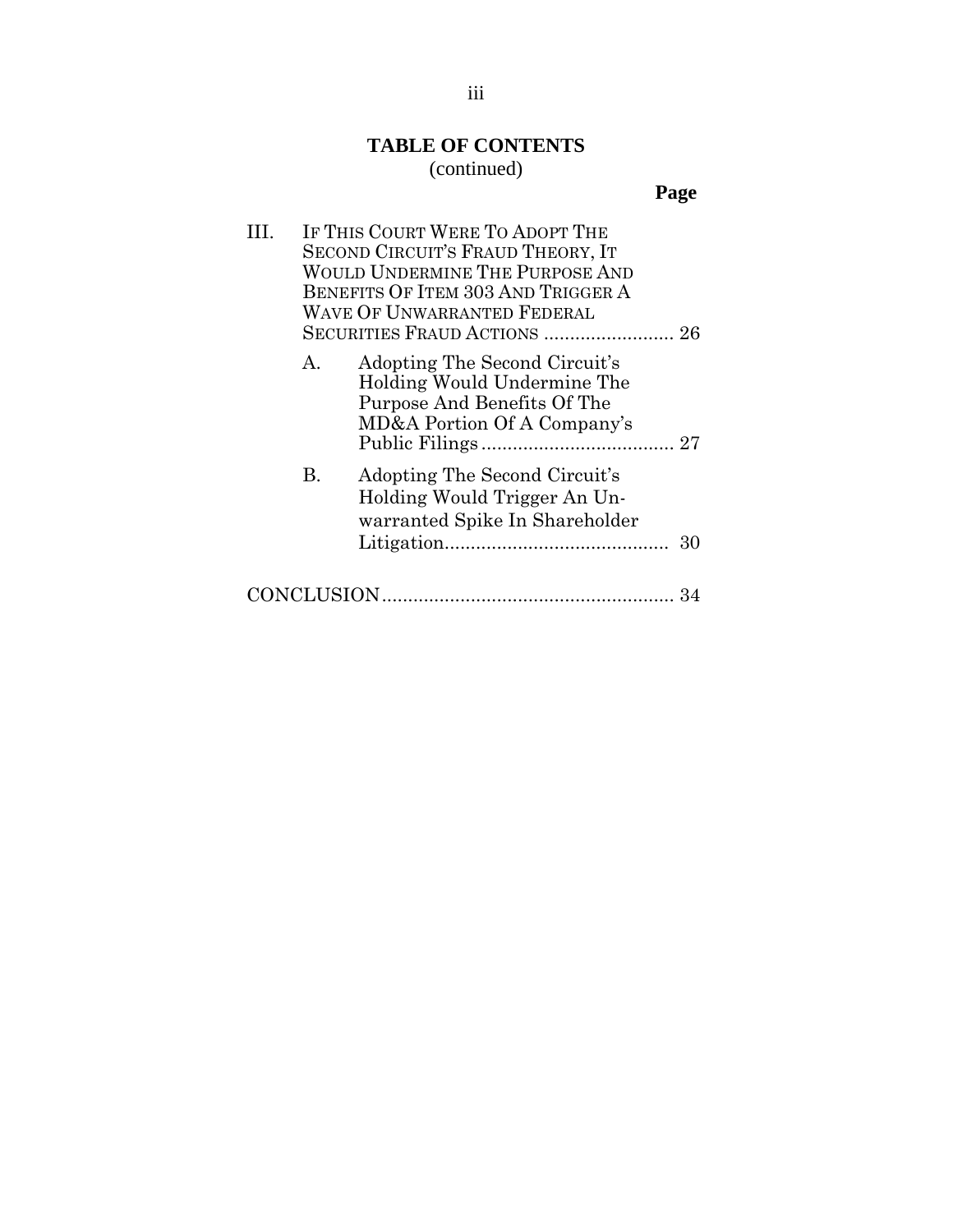**TABLE OF CONTENTS**
(continued)

**Page**

III. IF THIS COURT WERE TO ADOPT THE SECOND CIRCUIT'S FRAUD THEORY, IT WOULD UNDERMINE THE PURPOSE AND BENEFITS OF ITEM 303 AND TRIGGER A WAVE OF UNWARRANTED FEDERAL SECURITIES FRAUD ACTIONS ......................... 26

A. Adopting The Second Circuit's Holding Would Undermine The Purpose And Benefits Of The MD&A Portion Of A Company's Public Filings ..................................... 27

B. Adopting The Second Circuit's Holding Would Trigger An Unwarranted Spike In Shareholder Litigation........................................... 30

CONCLUSION........................................................ 34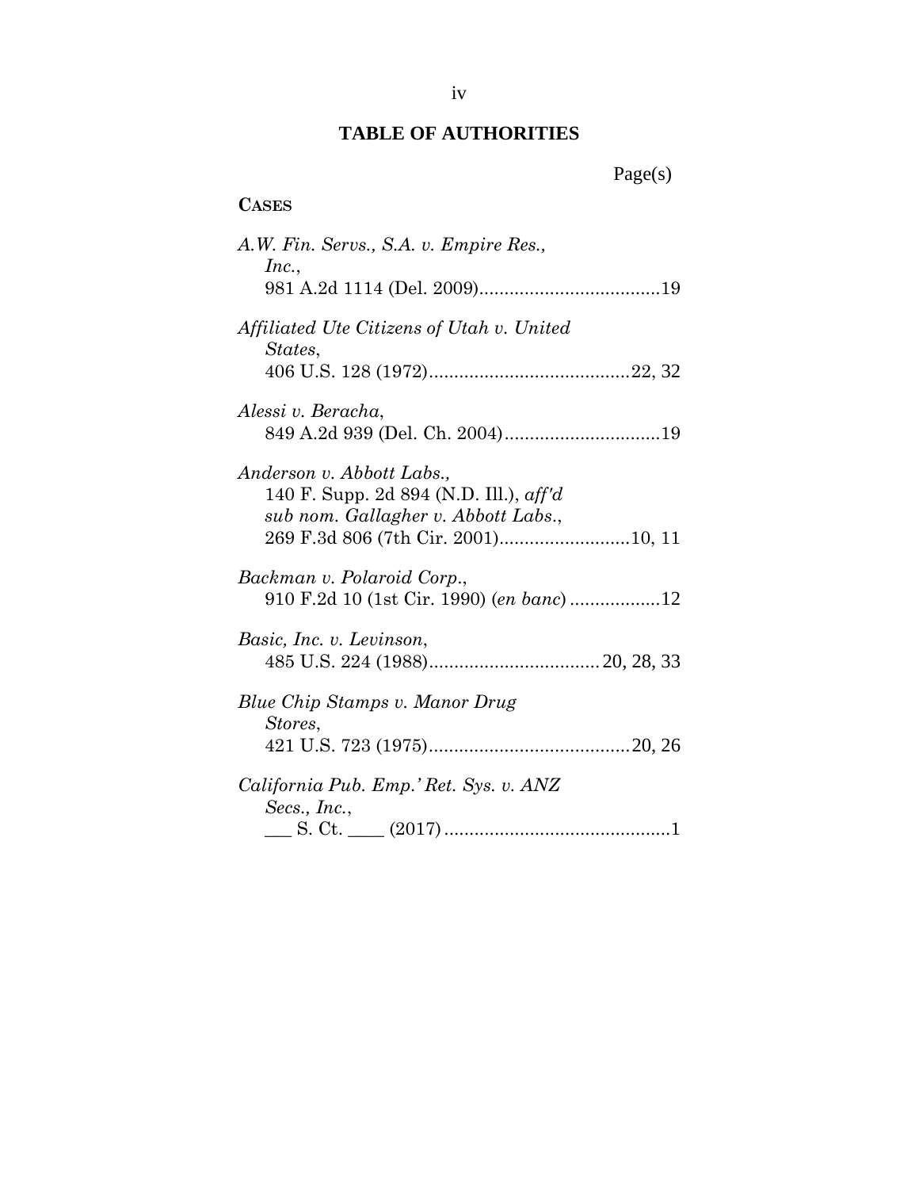# TABLE OF AUTHORITIES

Page(s)

**CASES**

*A.W. Fin. Servs., S.A. v. Empire Res., Inc.*,
981 A.2d 1114 (Del. 2009)....................................19

*Affiliated Ute Citizens of Utah v. United States*,
406 U.S. 128 (1972)........................................22, 32

*Alessi v. Beracha*,
849 A.2d 939 (Del. Ch. 2004)...............................19

*Anderson v. Abbott Labs.*,
140 F. Supp. 2d 894 (N.D. Ill.), *aff'd sub nom. Gallagher v. Abbott Labs.*,
269 F.3d 806 (7th Cir. 2001)..........................10, 11

*Backman v. Polaroid Corp.*,
910 F.2d 10 (1st Cir. 1990) (*en banc*) ..................12

*Basic, Inc. v. Levinson*,
485 U.S. 224 (1988)..................................20, 28, 33

*Blue Chip Stamps v. Manor Drug Stores*,
421 U.S. 723 (1975)........................................20, 26

*California Pub. Emp.' Ret. Sys. v. ANZ Secs., Inc.*,
___ S. Ct. ____ (2017) .............................................1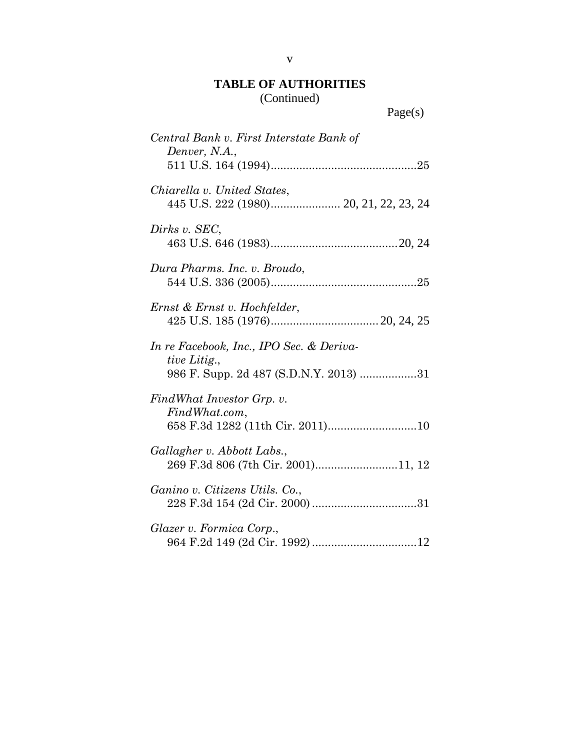## TABLE OF AUTHORITIES
(Continued)

Page(s)

*Central Bank v. First Interstate Bank of Denver, N.A.*,
511 U.S. 164 (1994) .............................................25

*Chiarella v. United States*,
445 U.S. 222 (1980) ...................... 20, 21, 22, 23, 24

*Dirks v. SEC*,
463 U.S. 646 (1983) ........................................20, 24

*Dura Pharms. Inc. v. Broudo*,
544 U.S. 336 (2005) .............................................25

*Ernst & Ernst v. Hochfelder*,
425 U.S. 185 (1976) .................................. 20, 24, 25

*In re Facebook, Inc., IPO Sec. & Derivative Litig.*,
986 F. Supp. 2d 487 (S.D.N.Y. 2013) ..................31

*FindWhat Investor Grp. v. FindWhat.com*,
658 F.3d 1282 (11th Cir. 2011) ............................10

*Gallagher v. Abbott Labs.*,
269 F.3d 806 (7th Cir. 2001) ..........................11, 12

*Ganino v. Citizens Utils. Co.*,
228 F.3d 154 (2d Cir. 2000) .................................31

*Glazer v. Formica Corp.*,
964 F.2d 149 (2d Cir. 1992) .................................12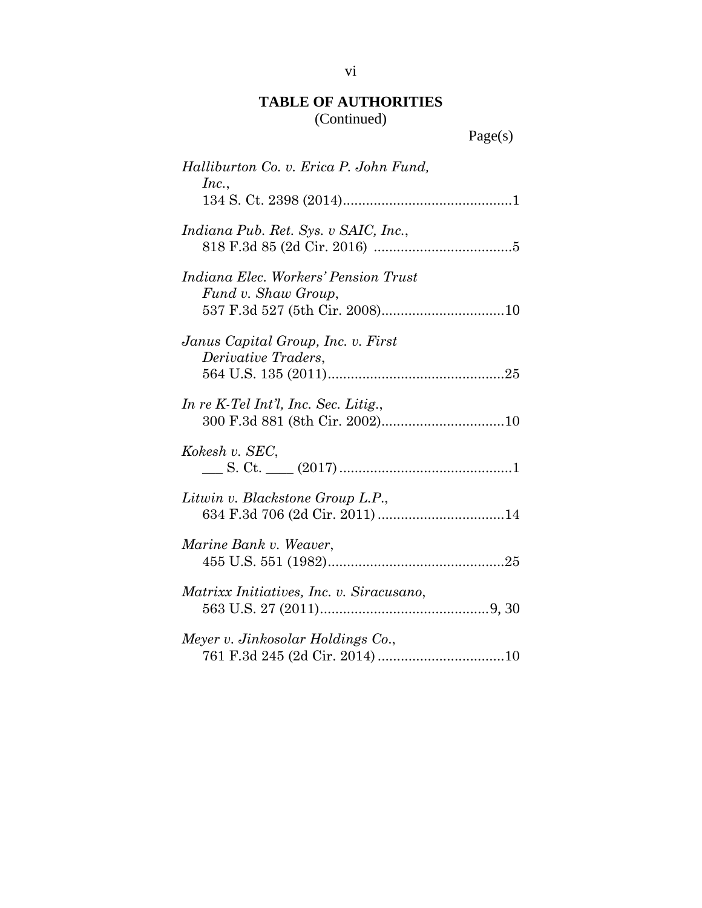## TABLE OF AUTHORITIES
(Continued)

Page(s)

*Halliburton Co. v. Erica P. John Fund, Inc.*,
134 S. Ct. 2398 (2014)............................................1

*Indiana Pub. Ret. Sys. v SAIC, Inc.*,
818 F.3d 85 (2d Cir. 2016) ....................................5

*Indiana Elec. Workers' Pension Trust Fund v. Shaw Group*,
537 F.3d 527 (5th Cir. 2008)................................10

*Janus Capital Group, Inc. v. First Derivative Traders*,
564 U.S. 135 (2011)..............................................25

*In re K-Tel Int'l, Inc. Sec. Litig.*,
300 F.3d 881 (8th Cir. 2002)................................10

*Kokesh v. SEC*,
___ S. Ct. ____ (2017) .............................................1

*Litwin v. Blackstone Group L.P.*,
634 F.3d 706 (2d Cir. 2011) .................................14

*Marine Bank v. Weaver*,
455 U.S. 551 (1982)..............................................25

*Matrixx Initiatives, Inc. v. Siracusano*,
563 U.S. 27 (2011)............................................9, 30

*Meyer v. Jinkosolar Holdings Co.*,
761 F.3d 245 (2d Cir. 2014) .................................10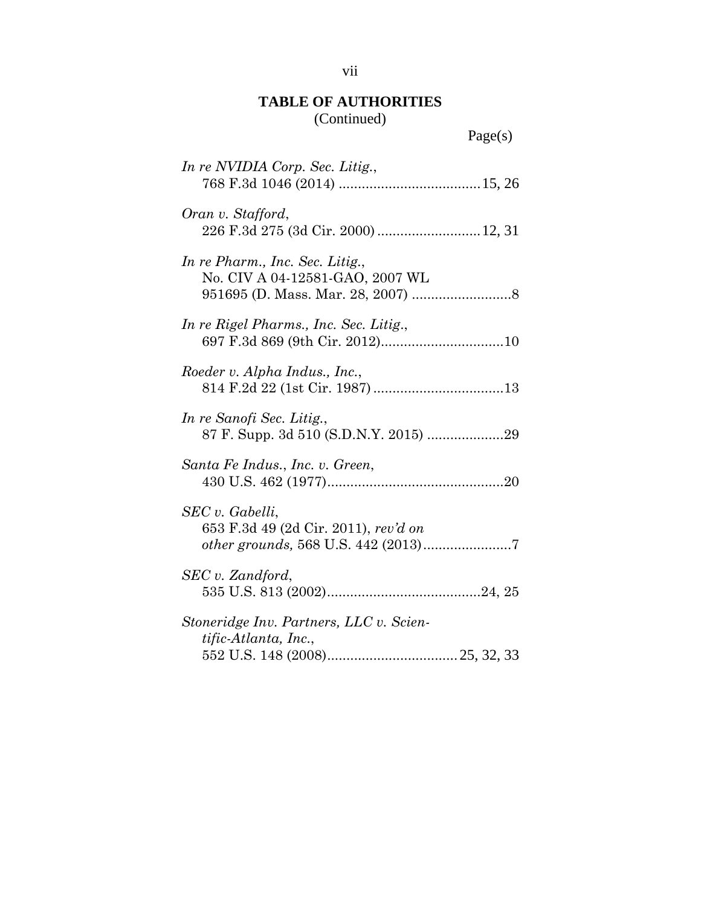## TABLE OF AUTHORITIES
(Continued)

Page(s)

*In re NVIDIA Corp. Sec. Litig.*,
768 F.3d 1046 (2014) .....................................15, 26

*Oran v. Stafford*,
226 F.3d 275 (3d Cir. 2000) ...........................12, 31

*In re Pharm., Inc. Sec. Litig.*,
No. CIV A 04-12581-GAO, 2007 WL
951695 (D. Mass. Mar. 28, 2007) ..........................8

*In re Rigel Pharms., Inc. Sec. Litig.*,
697 F.3d 869 (9th Cir. 2012)................................10

*Roeder v. Alpha Indus., Inc.*,
814 F.2d 22 (1st Cir. 1987) ..................................13

*In re Sanofi Sec. Litig.*,
87 F. Supp. 3d 510 (S.D.N.Y. 2015) ....................29

*Santa Fe Indus., Inc. v. Green*,
430 U.S. 462 (1977)..............................................20

*SEC v. Gabelli*,
653 F.3d 49 (2d Cir. 2011), *rev'd on other grounds,* 568 U.S. 442 (2013).......................7

*SEC v. Zandford*,
535 U.S. 813 (2002)........................................24, 25

*Stoneridge Inv. Partners, LLC v. Scientific-Atlanta, Inc.*,
552 U.S. 148 (2008).................................. 25, 32, 33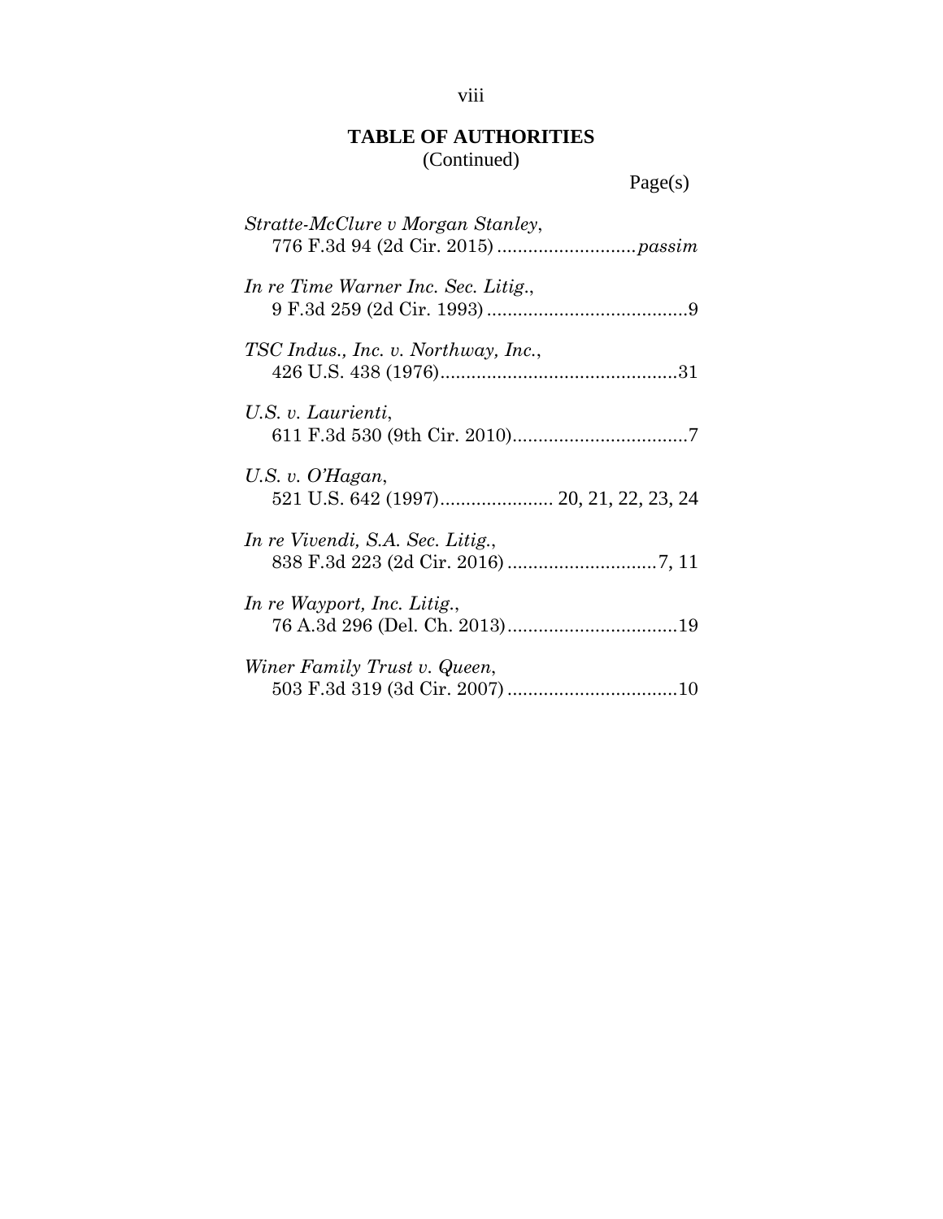# TABLE OF AUTHORITIES
(Continued)

Page(s)

*Stratte-McClure v Morgan Stanley*,
776 F.3d 94 (2d Cir. 2015) ........................... *passim*

*In re Time Warner Inc. Sec. Litig.*,
9 F.3d 259 (2d Cir. 1993) ....................................... 9

*TSC Indus., Inc. v. Northway, Inc.*,
426 U.S. 438 (1976) .............................................. 31

*U.S. v. Laurienti*,
611 F.3d 530 (9th Cir. 2010) .................................. 7

*U.S. v. O'Hagan*,
521 U.S. 642 (1997) ...................... 20, 21, 22, 23, 24

*In re Vivendi, S.A. Sec. Litig.*,
838 F.3d 223 (2d Cir. 2016) ............................. 7, 11

*In re Wayport, Inc. Litig.*,
76 A.3d 296 (Del. Ch. 2013) ................................. 19

*Winer Family Trust v. Queen*,
503 F.3d 319 (3d Cir. 2007) ................................. 10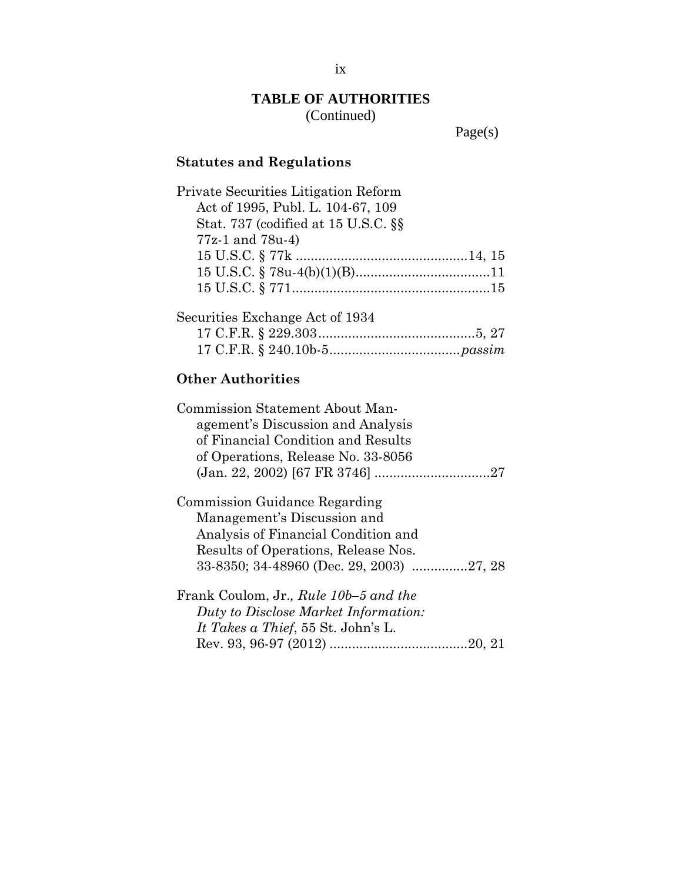## TABLE OF AUTHORITIES
(Continued)

Page(s)

### Statutes and Regulations

Private Securities Litigation Reform Act of 1995, Publ. L. 104-67, 109 Stat. 737 (codified at 15 U.S.C. §§ 77z-1 and 78u-4)
15 U.S.C. § 77k ............................................14, 15
15 U.S.C. § 78u-4(b)(1)(B)...................................11
15 U.S.C. § 771....................................................15

Securities Exchange Act of 1934
17 C.F.R. § 229.303..........................................5, 27
17 C.F.R. § 240.10b-5.................................. *passim*

### Other Authorities

Commission Statement About Management's Discussion and Analysis of Financial Condition and Results of Operations, Release No. 33-8056 (Jan. 22, 2002) [67 FR 3746] ..............................27

Commission Guidance Regarding Management's Discussion and Analysis of Financial Condition and Results of Operations, Release Nos. 33-8350; 34-48960 (Dec. 29, 2003) ..............27, 28

Frank Coulom, Jr., *Rule 10b–5 and the Duty to Disclose Market Information: It Takes a Thief*, 55 St. John's L. Rev. 93, 96-97 (2012) ....................................20, 21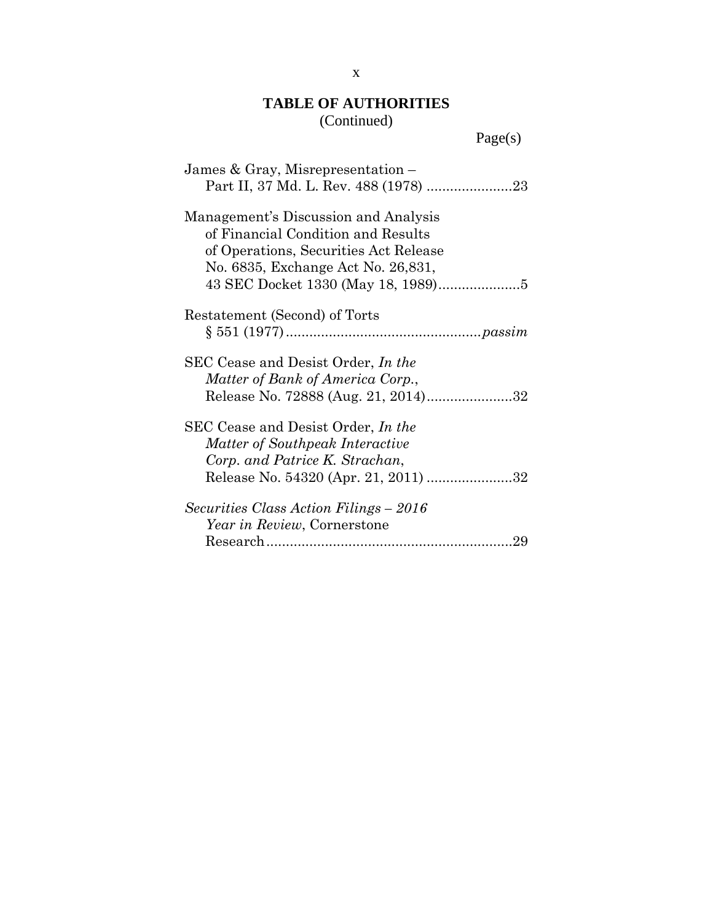## TABLE OF AUTHORITIES
(Continued)

Page(s)

James & Gray, Misrepresentation – Part II, 37 Md. L. Rev. 488 (1978) ......................23

Management's Discussion and Analysis of Financial Condition and Results of Operations, Securities Act Release No. 6835, Exchange Act No. 26,831, 43 SEC Docket 1330 (May 18, 1989).....................5

Restatement (Second) of Torts § 551 (1977).................................................*passim*

SEC Cease and Desist Order, *In the Matter of Bank of America Corp.*, Release No. 72888 (Aug. 21, 2014)......................32

SEC Cease and Desist Order, *In the Matter of Southpeak Interactive Corp. and Patrice K. Strachan*, Release No. 54320 (Apr. 21, 2011) ......................32

*Securities Class Action Filings – 2016 Year in Review*, Cornerstone Research..............................................................29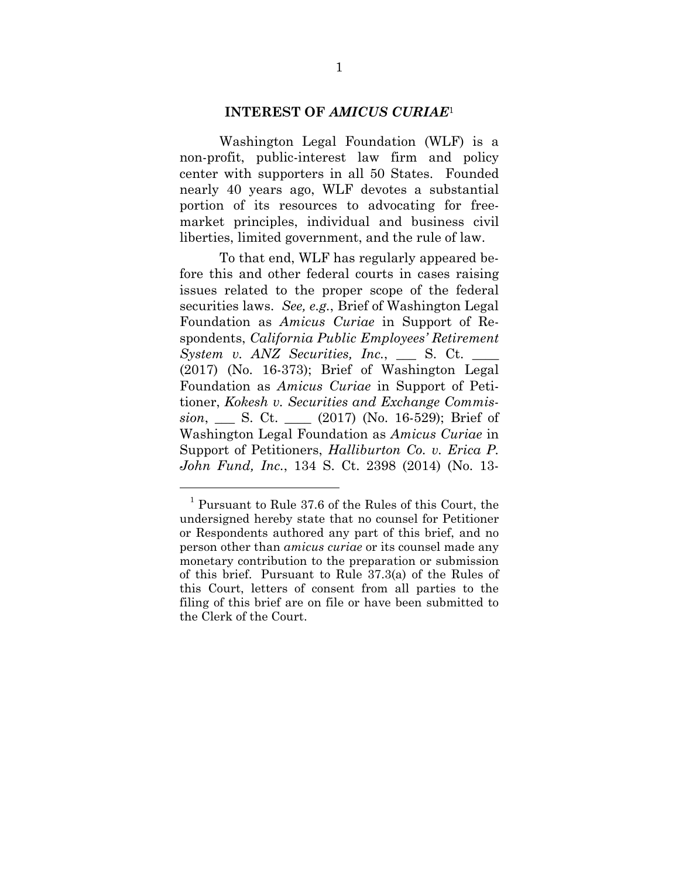## INTEREST OF *AMICUS CURIAE*[1]

Washington Legal Foundation (WLF) is a non-profit, public-interest law firm and policy center with supporters in all 50 States. Founded nearly 40 years ago, WLF devotes a substantial portion of its resources to advocating for free-market principles, individual and business civil liberties, limited government, and the rule of law.

To that end, WLF has regularly appeared before this and other federal courts in cases raising issues related to the proper scope of the federal securities laws. *See, e.g.*, Brief of Washington Legal Foundation as *Amicus Curiae* in Support of Respondents, *California Public Employees' Retirement System v. ANZ Securities, Inc.*, ___ S. Ct. ____ (2017) (No. 16-373); Brief of Washington Legal Foundation as *Amicus Curiae* in Support of Petitioner, *Kokesh v. Securities and Exchange Commission*, ___ S. Ct. ____ (2017) (No. 16-529); Brief of Washington Legal Foundation as *Amicus Curiae* in Support of Petitioners, *Halliburton Co. v. Erica P. John Fund, Inc.*, 134 S. Ct. 2398 (2014) (No. 13-

---

[1] Pursuant to Rule 37.6 of the Rules of this Court, the undersigned hereby state that no counsel for Petitioner or Respondents authored any part of this brief, and no person other than *amicus curiae* or its counsel made any monetary contribution to the preparation or submission of this brief. Pursuant to Rule 37.3(a) of the Rules of this Court, letters of consent from all parties to the filing of this brief are on file or have been submitted to the Clerk of the Court.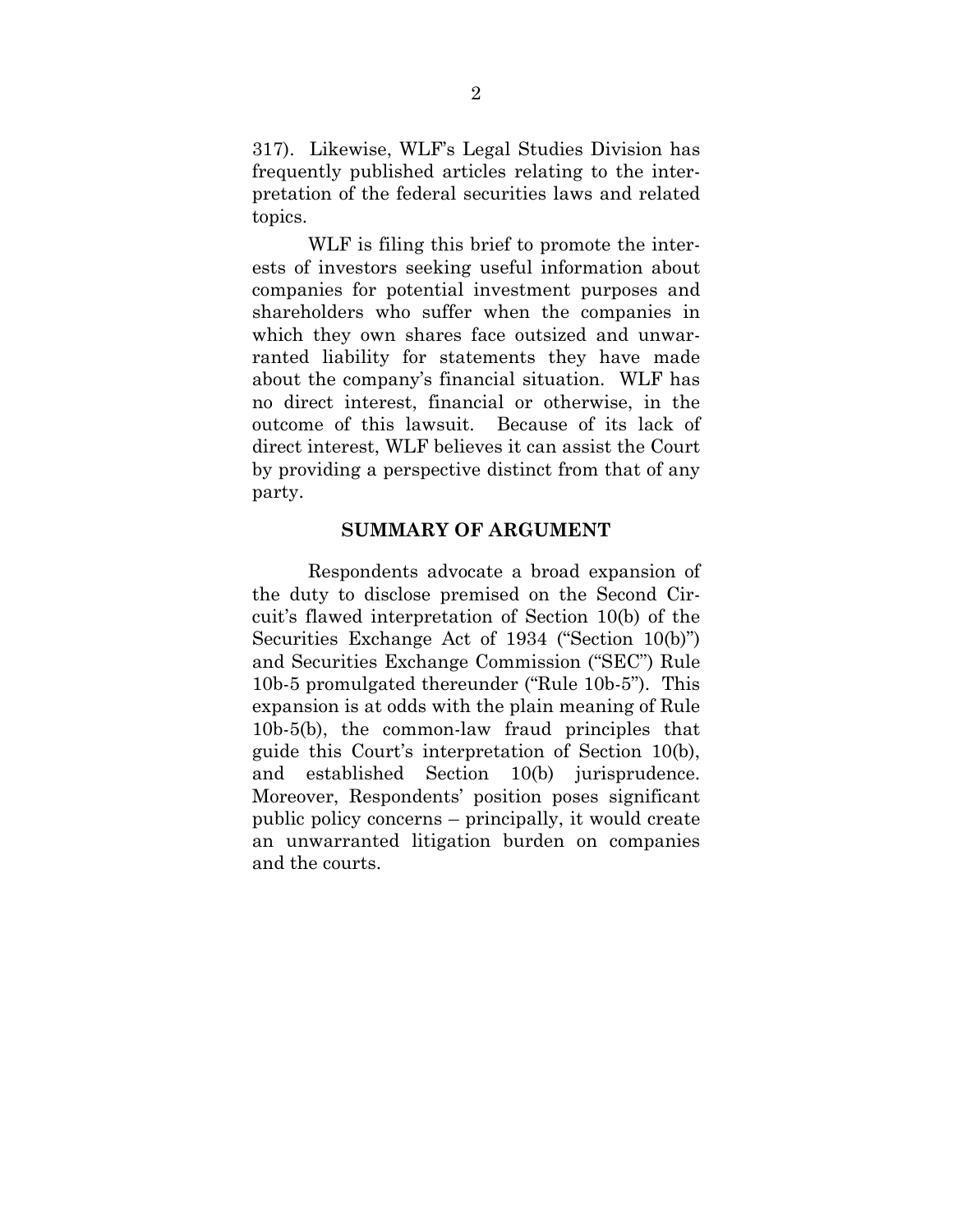317). Likewise, WLF's Legal Studies Division has frequently published articles relating to the interpretation of the federal securities laws and related topics.

WLF is filing this brief to promote the interests of investors seeking useful information about companies for potential investment purposes and shareholders who suffer when the companies in which they own shares face outsized and unwarranted liability for statements they have made about the company's financial situation. WLF has no direct interest, financial or otherwise, in the outcome of this lawsuit. Because of its lack of direct interest, WLF believes it can assist the Court by providing a perspective distinct from that of any party.

## SUMMARY OF ARGUMENT

Respondents advocate a broad expansion of the duty to disclose premised on the Second Circuit's flawed interpretation of Section 10(b) of the Securities Exchange Act of 1934 ("Section 10(b)") and Securities Exchange Commission ("SEC") Rule 10b-5 promulgated thereunder ("Rule 10b-5"). This expansion is at odds with the plain meaning of Rule 10b-5(b), the common-law fraud principles that guide this Court's interpretation of Section 10(b), and established Section 10(b) jurisprudence. Moreover, Respondents' position poses significant public policy concerns – principally, it would create an unwarranted litigation burden on companies and the courts.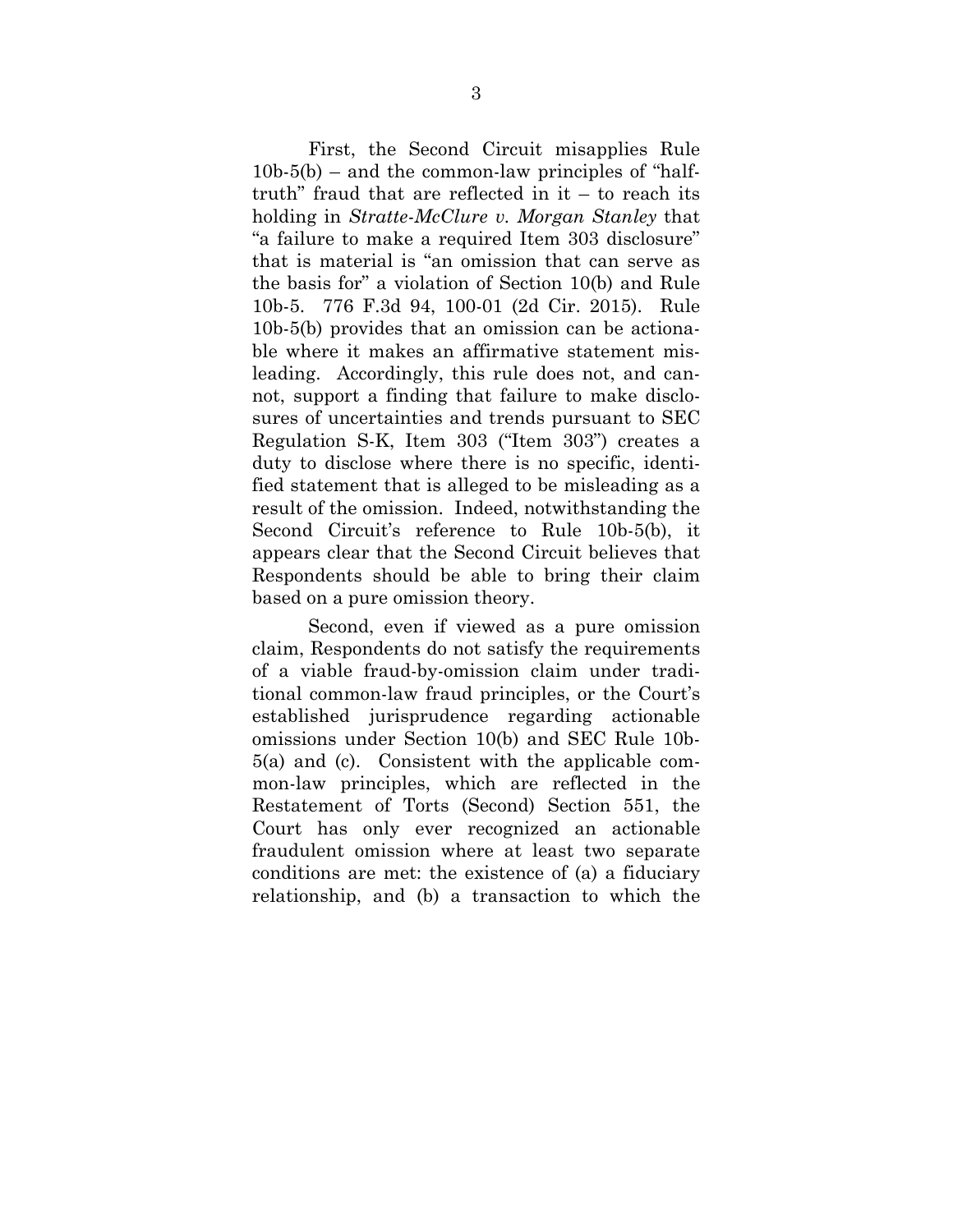First, the Second Circuit misapplies Rule 10b-5(b) – and the common-law principles of "half-truth" fraud that are reflected in it – to reach its holding in *Stratte-McClure v. Morgan Stanley* that "a failure to make a required Item 303 disclosure" that is material is "an omission that can serve as the basis for" a violation of Section 10(b) and Rule 10b-5. 776 F.3d 94, 100-01 (2d Cir. 2015). Rule 10b-5(b) provides that an omission can be actionable where it makes an affirmative statement misleading. Accordingly, this rule does not, and cannot, support a finding that failure to make disclosures of uncertainties and trends pursuant to SEC Regulation S-K, Item 303 ("Item 303") creates a duty to disclose where there is no specific, identified statement that is alleged to be misleading as a result of the omission. Indeed, notwithstanding the Second Circuit's reference to Rule 10b-5(b), it appears clear that the Second Circuit believes that Respondents should be able to bring their claim based on a pure omission theory.

Second, even if viewed as a pure omission claim, Respondents do not satisfy the requirements of a viable fraud-by-omission claim under traditional common-law fraud principles, or the Court's established jurisprudence regarding actionable omissions under Section 10(b) and SEC Rule 10b-5(a) and (c). Consistent with the applicable common-law principles, which are reflected in the Restatement of Torts (Second) Section 551, the Court has only ever recognized an actionable fraudulent omission where at least two separate conditions are met: the existence of (a) a fiduciary relationship, and (b) a transaction to which the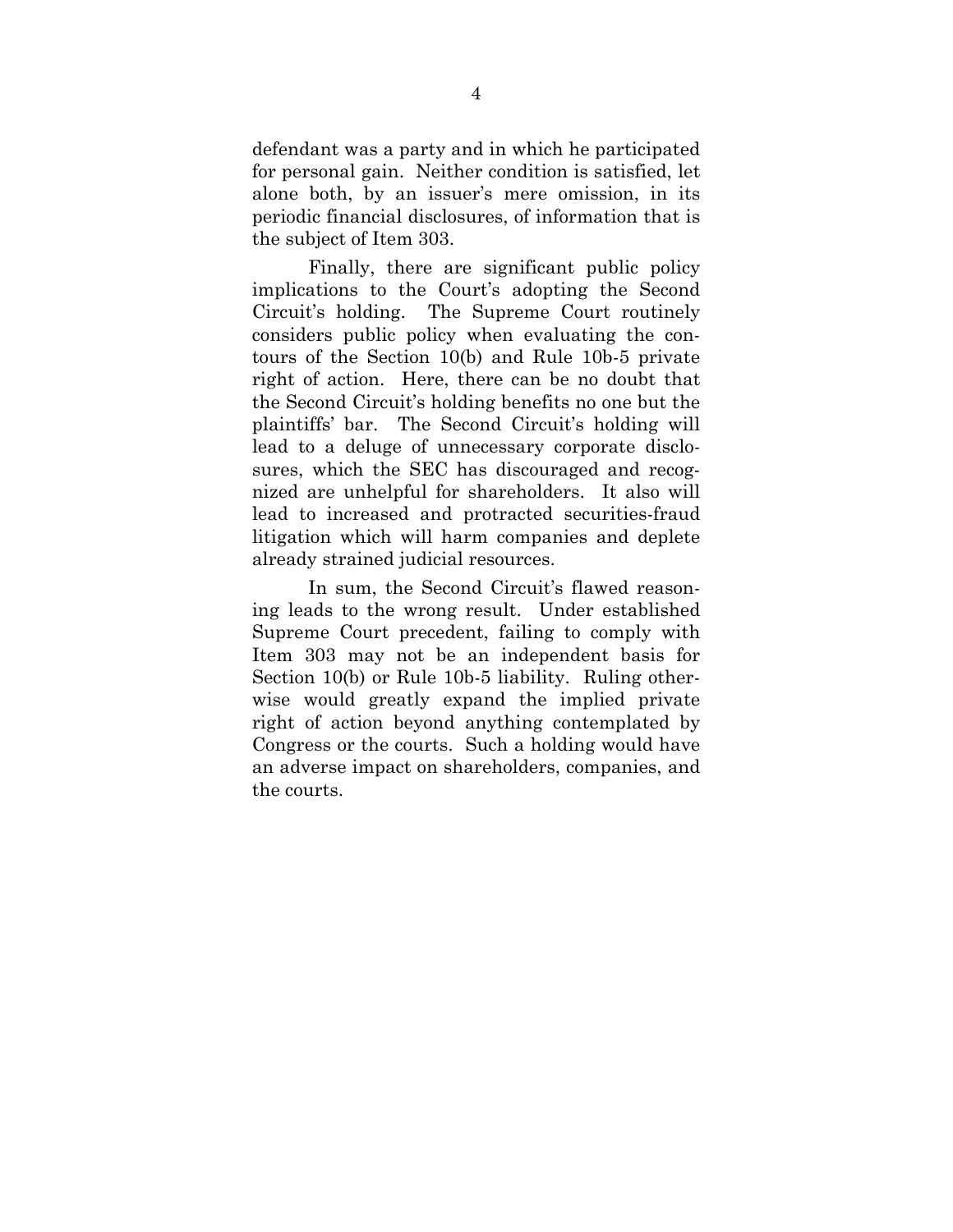defendant was a party and in which he participated for personal gain. Neither condition is satisfied, let alone both, by an issuer's mere omission, in its periodic financial disclosures, of information that is the subject of Item 303.

Finally, there are significant public policy implications to the Court's adopting the Second Circuit's holding. The Supreme Court routinely considers public policy when evaluating the contours of the Section 10(b) and Rule 10b-5 private right of action. Here, there can be no doubt that the Second Circuit's holding benefits no one but the plaintiffs' bar. The Second Circuit's holding will lead to a deluge of unnecessary corporate disclosures, which the SEC has discouraged and recognized are unhelpful for shareholders. It also will lead to increased and protracted securities-fraud litigation which will harm companies and deplete already strained judicial resources.

In sum, the Second Circuit's flawed reasoning leads to the wrong result. Under established Supreme Court precedent, failing to comply with Item 303 may not be an independent basis for Section 10(b) or Rule 10b-5 liability. Ruling otherwise would greatly expand the implied private right of action beyond anything contemplated by Congress or the courts. Such a holding would have an adverse impact on shareholders, companies, and the courts.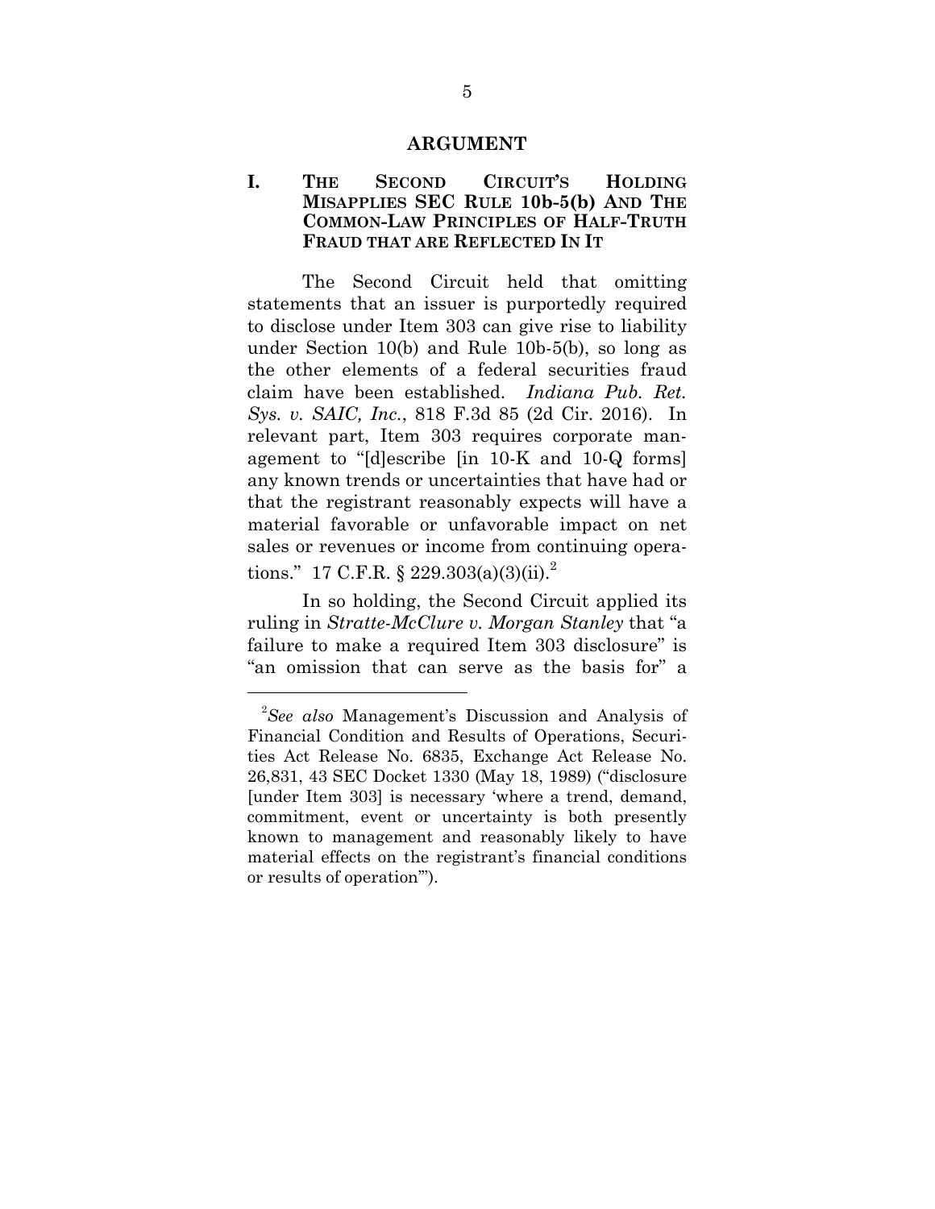## ARGUMENT

### I. THE SECOND CIRCUIT'S HOLDING MISAPPLIES SEC RULE 10b-5(b) AND THE COMMON-LAW PRINCIPLES OF HALF-TRUTH FRAUD THAT ARE REFLECTED IN IT

The Second Circuit held that omitting statements that an issuer is purportedly required to disclose under Item 303 can give rise to liability under Section 10(b) and Rule 10b-5(b), so long as the other elements of a federal securities fraud claim have been established. *Indiana Pub. Ret. Sys. v. SAIC, Inc.*, 818 F.3d 85 (2d Cir. 2016). In relevant part, Item 303 requires corporate management to "[d]escribe [in 10-K and 10-Q forms] any known trends or uncertainties that have had or that the registrant reasonably expects will have a material favorable or unfavorable impact on net sales or revenues or income from continuing operations." 17 C.F.R. § 229.303(a)(3)(ii).[2]

In so holding, the Second Circuit applied its ruling in *Stratte-McClure v. Morgan Stanley* that "a failure to make a required Item 303 disclosure" is "an omission that can serve as the basis for" a

[2] *See also* Management's Discussion and Analysis of Financial Condition and Results of Operations, Securities Act Release No. 6835, Exchange Act Release No. 26,831, 43 SEC Docket 1330 (May 18, 1989) ("disclosure [under Item 303] is necessary 'where a trend, demand, commitment, event or uncertainty is both presently known to management and reasonably likely to have material effects on the registrant's financial conditions or results of operation'").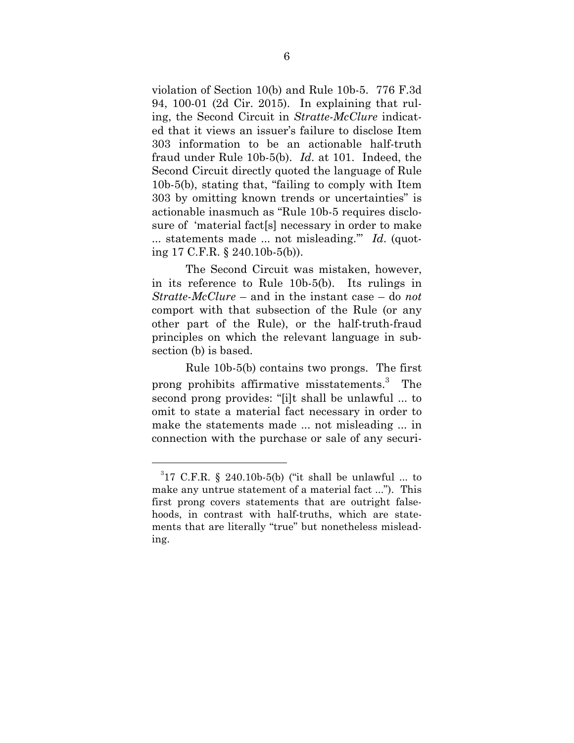violation of Section 10(b) and Rule 10b-5. 776 F.3d 94, 100-01 (2d Cir. 2015). In explaining that ruling, the Second Circuit in *Stratte-McClure* indicated that it views an issuer's failure to disclose Item 303 information to be an actionable half-truth fraud under Rule 10b-5(b). *Id*. at 101. Indeed, the Second Circuit directly quoted the language of Rule 10b-5(b), stating that, "failing to comply with Item 303 by omitting known trends or uncertainties" is actionable inasmuch as "Rule 10b-5 requires disclosure of 'material fact[s] necessary in order to make ... statements made ... not misleading.'" *Id*. (quoting 17 C.F.R. § 240.10b-5(b)).

The Second Circuit was mistaken, however, in its reference to Rule 10b-5(b). Its rulings in *Stratte-McClure* – and in the instant case – do *not* comport with that subsection of the Rule (or any other part of the Rule), or the half-truth-fraud principles on which the relevant language in subsection (b) is based.

Rule 10b-5(b) contains two prongs. The first prong prohibits affirmative misstatements.[3] The second prong provides: "[i]t shall be unlawful ... to omit to state a material fact necessary in order to make the statements made ... not misleading ... in connection with the purchase or sale of any securi-

---

[3] 17 C.F.R. § 240.10b-5(b) ("it shall be unlawful ... to make any untrue statement of a material fact ..."). This first prong covers statements that are outright falsehoods, in contrast with half-truths, which are statements that are literally "true" but nonetheless misleading.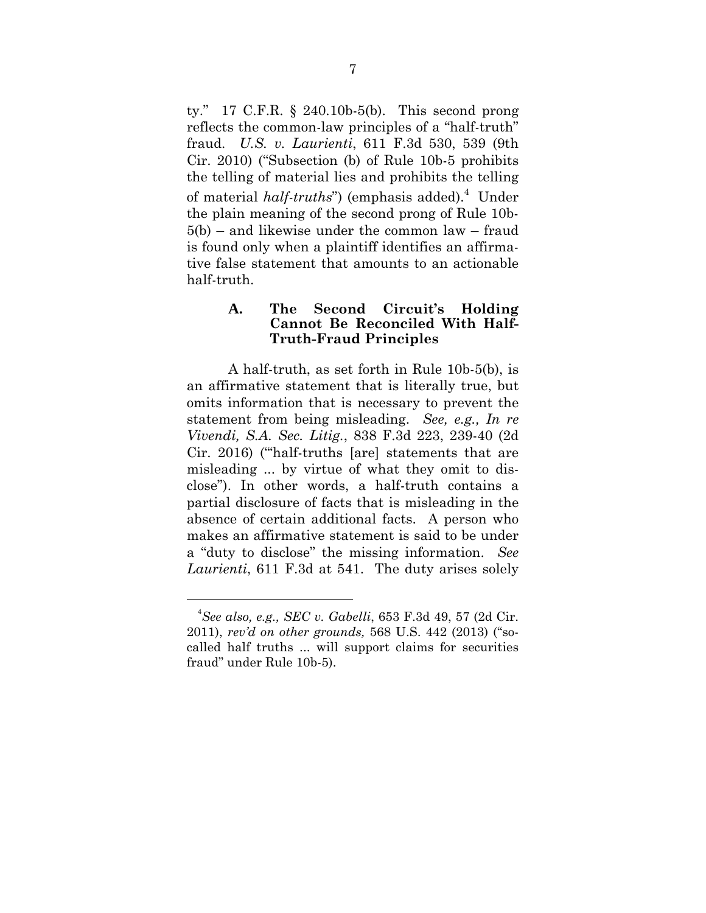ty." 17 C.F.R. § 240.10b-5(b). This second prong reflects the common-law principles of a "half-truth" fraud. *U.S. v. Laurienti*, 611 F.3d 530, 539 (9th Cir. 2010) ("Subsection (b) of Rule 10b-5 prohibits the telling of material lies and prohibits the telling of material *half-truths*") (emphasis added).[4] Under the plain meaning of the second prong of Rule 10b-5(b) – and likewise under the common law – fraud is found only when a plaintiff identifies an affirmative false statement that amounts to an actionable half-truth.

### A. The Second Circuit's Holding Cannot Be Reconciled With Half-Truth-Fraud Principles

A half-truth, as set forth in Rule 10b-5(b), is an affirmative statement that is literally true, but omits information that is necessary to prevent the statement from being misleading. *See, e.g., In re Vivendi, S.A. Sec. Litig.*, 838 F.3d 223, 239-40 (2d Cir. 2016) ("'half-truths [are] statements that are misleading ... by virtue of what they omit to disclose"). In other words, a half-truth contains a partial disclosure of facts that is misleading in the absence of certain additional facts. A person who makes an affirmative statement is said to be under a "duty to disclose" the missing information. *See Laurienti*, 611 F.3d at 541. The duty arises solely

---

[4] *See also, e.g., SEC v. Gabelli*, 653 F.3d 49, 57 (2d Cir. 2011), *rev'd on other grounds,* 568 U.S. 442 (2013) ("so-called half truths ... will support claims for securities fraud" under Rule 10b-5).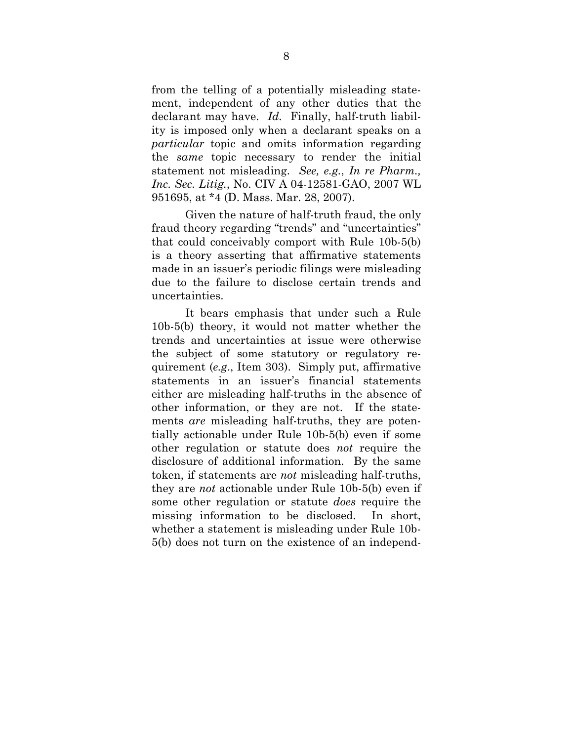from the telling of a potentially misleading statement, independent of any other duties that the declarant may have. *Id.* Finally, half-truth liability is imposed only when a declarant speaks on a *particular* topic and omits information regarding the *same* topic necessary to render the initial statement not misleading. *See, e.g.*, *In re Pharm., Inc. Sec. Litig.*, No. CIV A 04-12581-GAO, 2007 WL 951695, at *4 (D. Mass. Mar. 28, 2007).

Given the nature of half-truth fraud, the only fraud theory regarding "trends" and "uncertainties" that could conceivably comport with Rule 10b-5(b) is a theory asserting that affirmative statements made in an issuer's periodic filings were misleading due to the failure to disclose certain trends and uncertainties.

It bears emphasis that under such a Rule 10b-5(b) theory, it would not matter whether the trends and uncertainties at issue were otherwise the subject of some statutory or regulatory requirement (*e.g.*, Item 303). Simply put, affirmative statements in an issuer's financial statements either are misleading half-truths in the absence of other information, or they are not. If the statements *are* misleading half-truths, they are potentially actionable under Rule 10b-5(b) even if some other regulation or statute does *not* require the disclosure of additional information. By the same token, if statements are *not* misleading half-truths, they are *not* actionable under Rule 10b-5(b) even if some other regulation or statute *does* require the missing information to be disclosed. In short, whether a statement is misleading under Rule 10b-5(b) does not turn on the existence of an independ-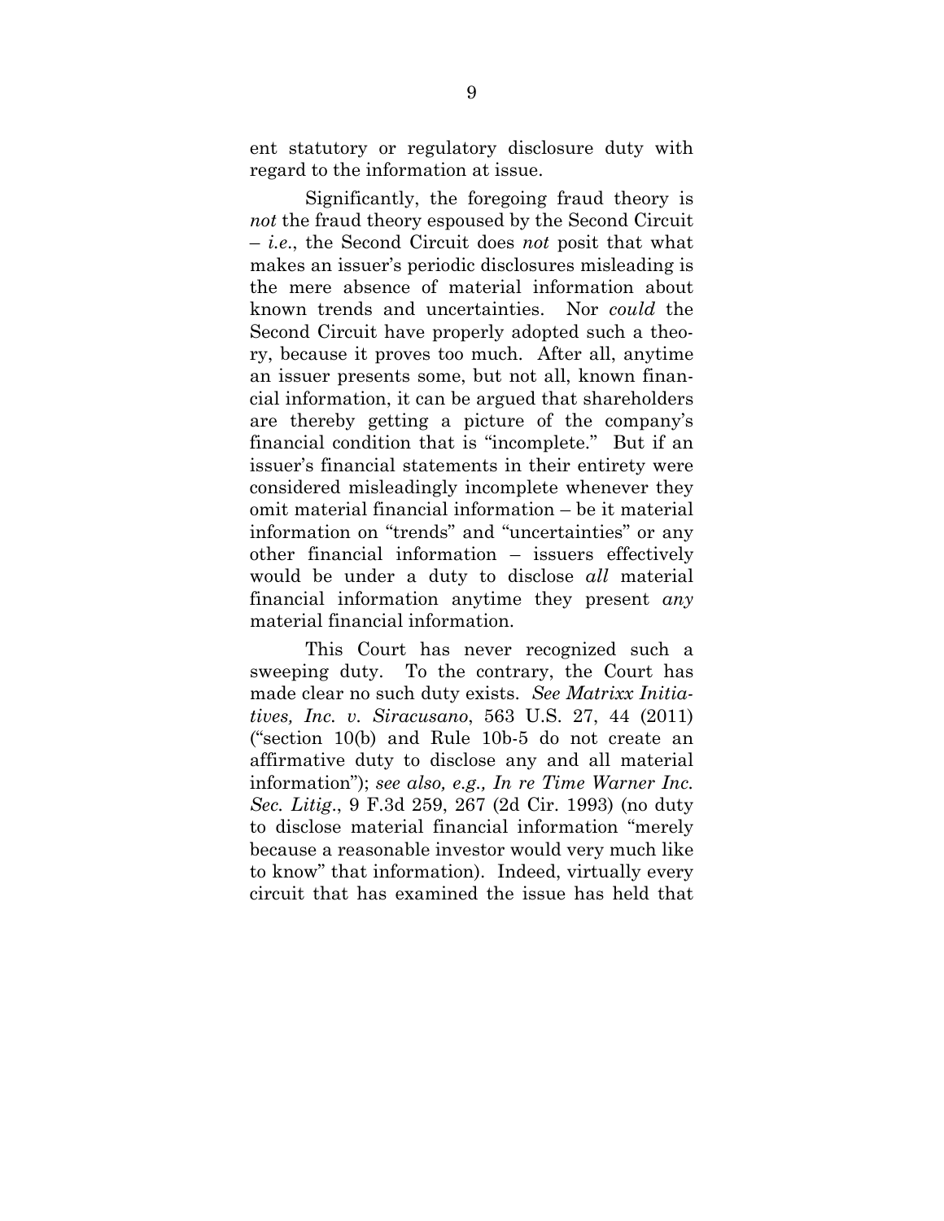ent statutory or regulatory disclosure duty with regard to the information at issue.

Significantly, the foregoing fraud theory is *not* the fraud theory espoused by the Second Circuit – *i.e.*, the Second Circuit does *not* posit that what makes an issuer's periodic disclosures misleading is the mere absence of material information about known trends and uncertainties. Nor *could* the Second Circuit have properly adopted such a theory, because it proves too much. After all, anytime an issuer presents some, but not all, known financial information, it can be argued that shareholders are thereby getting a picture of the company's financial condition that is "incomplete." But if an issuer's financial statements in their entirety were considered misleadingly incomplete whenever they omit material financial information – be it material information on "trends" and "uncertainties" or any other financial information – issuers effectively would be under a duty to disclose *all* material financial information anytime they present *any* material financial information.

This Court has never recognized such a sweeping duty. To the contrary, the Court has made clear no such duty exists. *See Matrixx Initiatives, Inc. v. Siracusano*, 563 U.S. 27, 44 (2011) ("section 10(b) and Rule 10b-5 do not create an affirmative duty to disclose any and all material information"); *see also, e.g., In re Time Warner Inc. Sec. Litig.*, 9 F.3d 259, 267 (2d Cir. 1993) (no duty to disclose material financial information "merely because a reasonable investor would very much like to know" that information). Indeed, virtually every circuit that has examined the issue has held that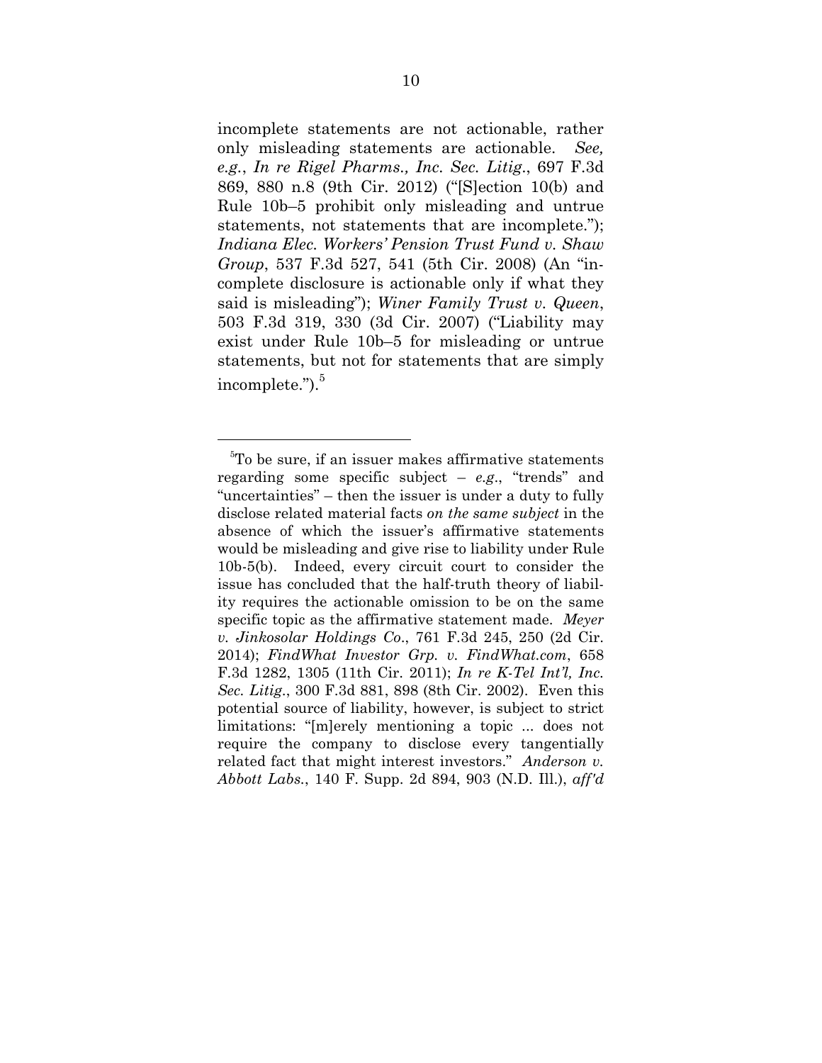incomplete statements are not actionable, rather only misleading statements are actionable. *See, e.g.*, *In re Rigel Pharms., Inc. Sec. Litig.*, 697 F.3d 869, 880 n.8 (9th Cir. 2012) ("[S]ection 10(b) and Rule 10b–5 prohibit only misleading and untrue statements, not statements that are incomplete."); *Indiana Elec. Workers' Pension Trust Fund v. Shaw Group*, 537 F.3d 527, 541 (5th Cir. 2008) (An "incomplete disclosure is actionable only if what they said is misleading"); *Winer Family Trust v. Queen*, 503 F.3d 319, 330 (3d Cir. 2007) ("Liability may exist under Rule 10b–5 for misleading or untrue statements, but not for statements that are simply incomplete.").[5]

---

[5]To be sure, if an issuer makes affirmative statements regarding some specific subject – *e.g.*, "trends" and "uncertainties" – then the issuer is under a duty to fully disclose related material facts *on the same subject* in the absence of which the issuer's affirmative statements would be misleading and give rise to liability under Rule 10b-5(b). Indeed, every circuit court to consider the issue has concluded that the half-truth theory of liability requires the actionable omission to be on the same specific topic as the affirmative statement made. *Meyer v. Jinkosolar Holdings Co.*, 761 F.3d 245, 250 (2d Cir. 2014); *FindWhat Investor Grp. v. FindWhat.com*, 658 F.3d 1282, 1305 (11th Cir. 2011); *In re K-Tel Int'l, Inc. Sec. Litig.*, 300 F.3d 881, 898 (8th Cir. 2002). Even this potential source of liability, however, is subject to strict limitations: "[m]erely mentioning a topic ... does not require the company to disclose every tangentially related fact that might interest investors." *Anderson v. Abbott Labs.*, 140 F. Supp. 2d 894, 903 (N.D. Ill.), *aff'd*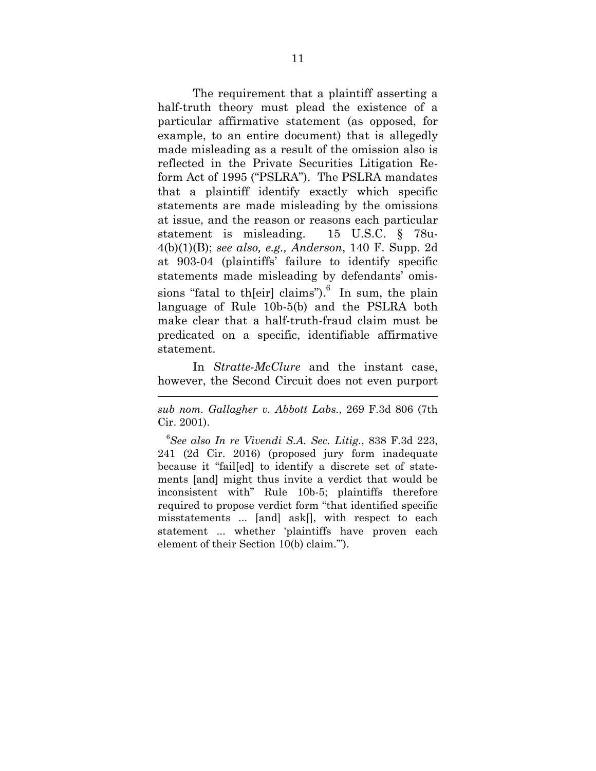The requirement that a plaintiff asserting a half-truth theory must plead the existence of a particular affirmative statement (as opposed, for example, to an entire document) that is allegedly made misleading as a result of the omission also is reflected in the Private Securities Litigation Reform Act of 1995 ("PSLRA"). The PSLRA mandates that a plaintiff identify exactly which specific statements are made misleading by the omissions at issue, and the reason or reasons each particular statement is misleading. 15 U.S.C. § 78u-4(b)(1)(B); *see also, e.g., Anderson*, 140 F. Supp. 2d at 903-04 (plaintiffs' failure to identify specific statements made misleading by defendants' omissions "fatal to th[eir] claims").[6] In sum, the plain language of Rule 10b-5(b) and the PSLRA both make clear that a half-truth-fraud claim must be predicated on a specific, identifiable affirmative statement.

In *Stratte-McClure* and the instant case, however, the Second Circuit does not even purport

---

*sub nom. Gallagher v. Abbott Labs.*, 269 F.3d 806 (7th Cir. 2001).

[6] *See also In re Vivendi S.A. Sec. Litig.*, 838 F.3d 223, 241 (2d Cir. 2016) (proposed jury form inadequate because it "fail[ed] to identify a discrete set of statements [and] might thus invite a verdict that would be inconsistent with" Rule 10b-5; plaintiffs therefore required to propose verdict form "that identified specific misstatements ... [and] ask[], with respect to each statement ... whether 'plaintiffs have proven each element of their Section 10(b) claim.'").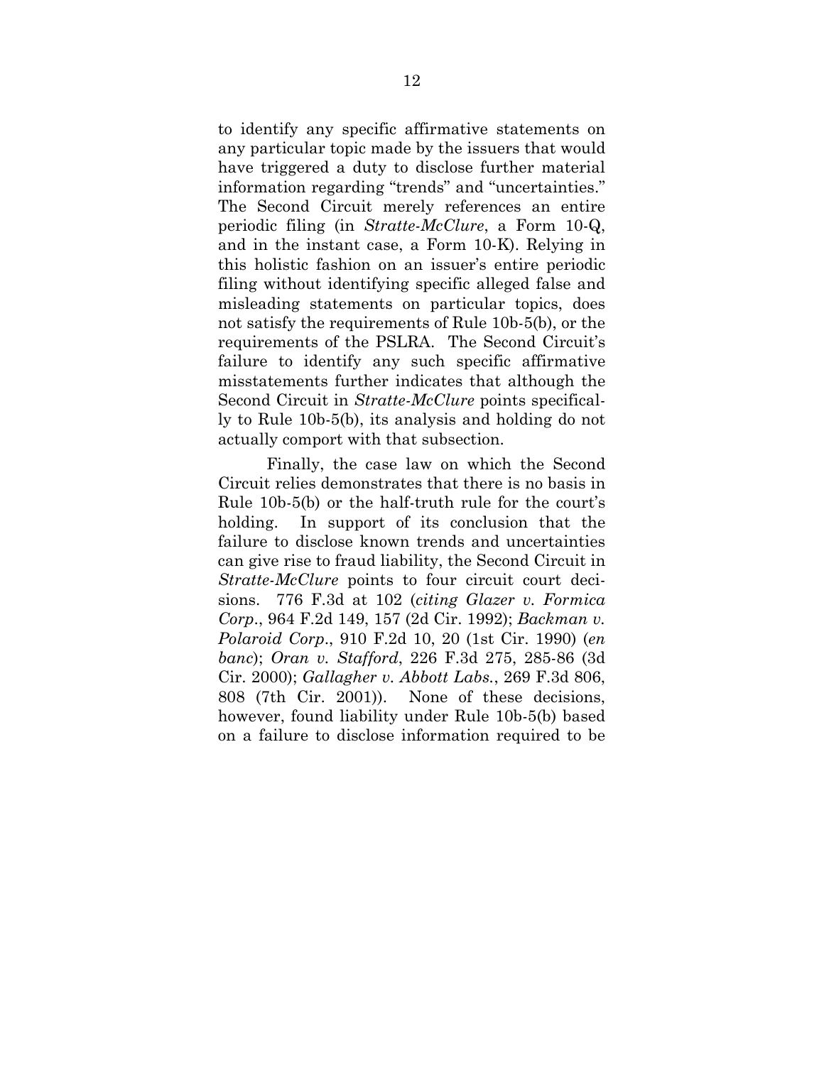to identify any specific affirmative statements on any particular topic made by the issuers that would have triggered a duty to disclose further material information regarding "trends" and "uncertainties." The Second Circuit merely references an entire periodic filing (in *Stratte-McClure*, a Form 10-Q, and in the instant case, a Form 10-K). Relying in this holistic fashion on an issuer's entire periodic filing without identifying specific alleged false and misleading statements on particular topics, does not satisfy the requirements of Rule 10b-5(b), or the requirements of the PSLRA. The Second Circuit's failure to identify any such specific affirmative misstatements further indicates that although the Second Circuit in *Stratte-McClure* points specifically to Rule 10b-5(b), its analysis and holding do not actually comport with that subsection.

Finally, the case law on which the Second Circuit relies demonstrates that there is no basis in Rule 10b-5(b) or the half-truth rule for the court's holding. In support of its conclusion that the failure to disclose known trends and uncertainties can give rise to fraud liability, the Second Circuit in *Stratte-McClure* points to four circuit court decisions. 776 F.3d at 102 (*citing Glazer v. Formica Corp*., 964 F.2d 149, 157 (2d Cir. 1992); *Backman v. Polaroid Corp*., 910 F.2d 10, 20 (1st Cir. 1990) (*en banc*); *Oran v. Stafford*, 226 F.3d 275, 285-86 (3d Cir. 2000); *Gallagher v. Abbott Labs.*, 269 F.3d 806, 808 (7th Cir. 2001)). None of these decisions, however, found liability under Rule 10b-5(b) based on a failure to disclose information required to be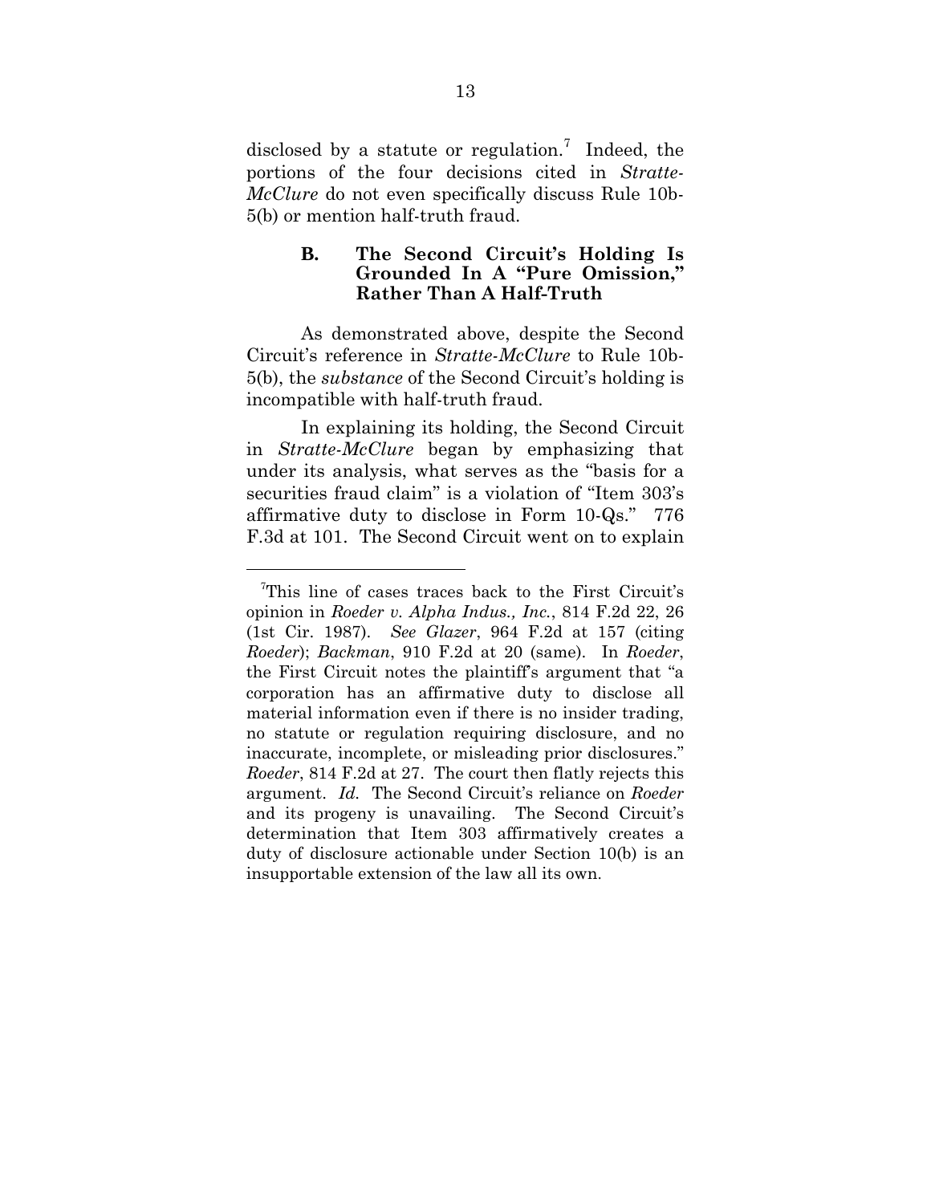disclosed by a statute or regulation.[7] Indeed, the portions of the four decisions cited in *Stratte-McClure* do not even specifically discuss Rule 10b-5(b) or mention half-truth fraud.

### B. The Second Circuit's Holding Is Grounded In A "Pure Omission," Rather Than A Half-Truth

As demonstrated above, despite the Second Circuit's reference in *Stratte-McClure* to Rule 10b-5(b), the *substance* of the Second Circuit's holding is incompatible with half-truth fraud.

In explaining its holding, the Second Circuit in *Stratte-McClure* began by emphasizing that under its analysis, what serves as the "basis for a securities fraud claim" is a violation of "Item 303's affirmative duty to disclose in Form 10-Qs." 776 F.3d at 101. The Second Circuit went on to explain

---

[7]This line of cases traces back to the First Circuit's opinion in *Roeder v. Alpha Indus., Inc.*, 814 F.2d 22, 26 (1st Cir. 1987). *See Glazer*, 964 F.2d at 157 (citing *Roeder*); *Backman*, 910 F.2d at 20 (same). In *Roeder*, the First Circuit notes the plaintiff's argument that "a corporation has an affirmative duty to disclose all material information even if there is no insider trading, no statute or regulation requiring disclosure, and no inaccurate, incomplete, or misleading prior disclosures." *Roeder*, 814 F.2d at 27. The court then flatly rejects this argument. *Id.* The Second Circuit's reliance on *Roeder* and its progeny is unavailing. The Second Circuit's determination that Item 303 affirmatively creates a duty of disclosure actionable under Section 10(b) is an insupportable extension of the law all its own.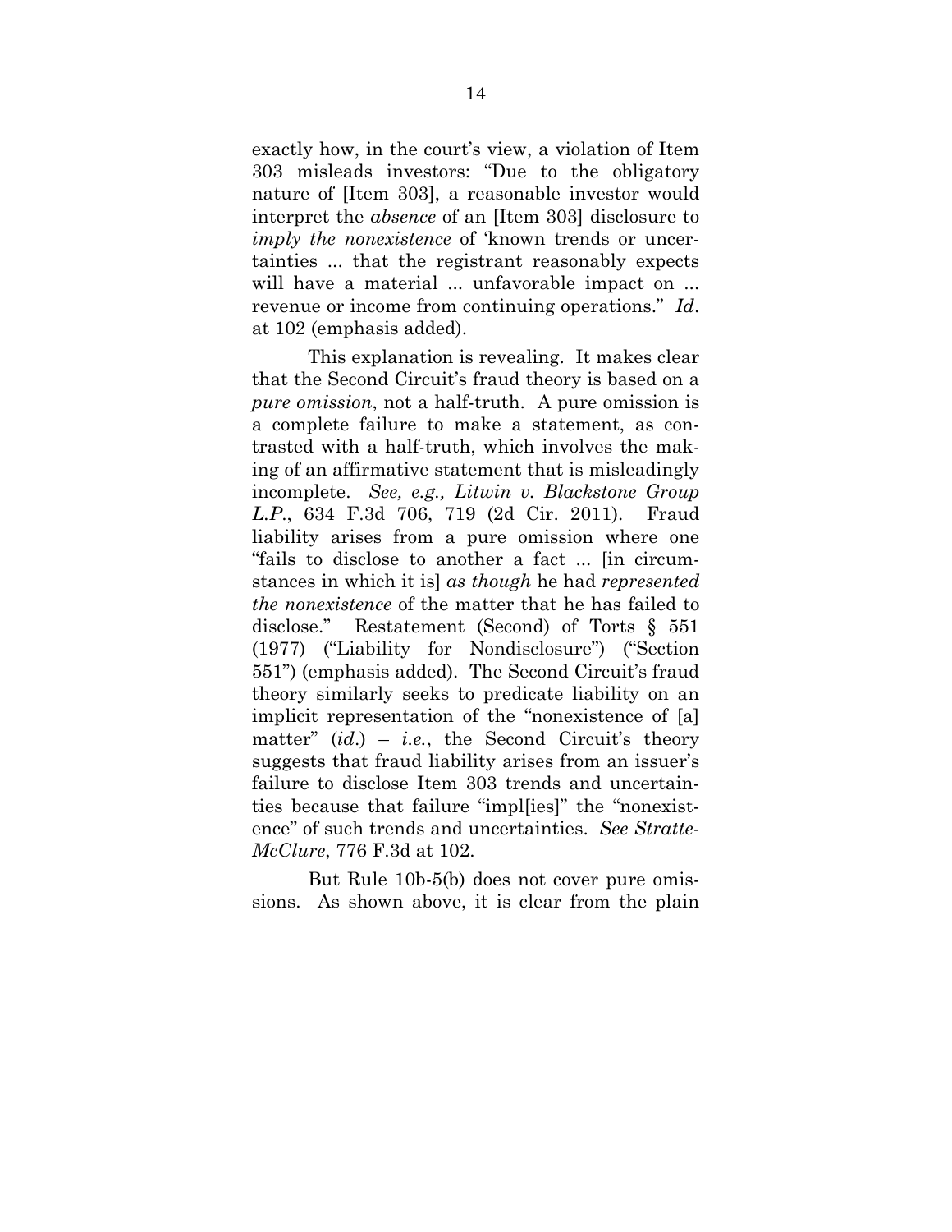exactly how, in the court's view, a violation of Item 303 misleads investors: "Due to the obligatory nature of [Item 303], a reasonable investor would interpret the *absence* of an [Item 303] disclosure to *imply the nonexistence* of 'known trends or uncertainties ... that the registrant reasonably expects will have a material ... unfavorable impact on ... revenue or income from continuing operations." *Id.* at 102 (emphasis added).

This explanation is revealing. It makes clear that the Second Circuit's fraud theory is based on a *pure omission*, not a half-truth. A pure omission is a complete failure to make a statement, as contrasted with a half-truth, which involves the making of an affirmative statement that is misleadingly incomplete. *See, e.g., Litwin v. Blackstone Group L.P.*, 634 F.3d 706, 719 (2d Cir. 2011). Fraud liability arises from a pure omission where one "fails to disclose to another a fact ... [in circumstances in which it is] *as though* he had *represented the nonexistence* of the matter that he has failed to disclose." Restatement (Second) of Torts § 551 (1977) ("Liability for Nondisclosure") ("Section 551") (emphasis added). The Second Circuit's fraud theory similarly seeks to predicate liability on an implicit representation of the "nonexistence of [a] matter" (*id.*) – *i.e.*, the Second Circuit's theory suggests that fraud liability arises from an issuer's failure to disclose Item 303 trends and uncertainties because that failure "impl[ies]" the "nonexistence" of such trends and uncertainties. *See Stratte-McClure*, 776 F.3d at 102.

But Rule 10b-5(b) does not cover pure omissions. As shown above, it is clear from the plain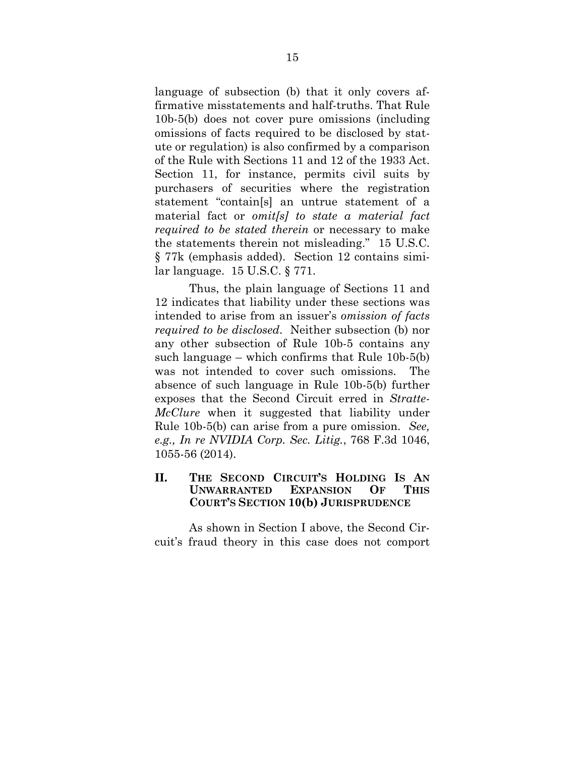language of subsection (b) that it only covers affirmative misstatements and half-truths. That Rule 10b-5(b) does not cover pure omissions (including omissions of facts required to be disclosed by statute or regulation) is also confirmed by a comparison of the Rule with Sections 11 and 12 of the 1933 Act. Section 11, for instance, permits civil suits by purchasers of securities where the registration statement "contain[s] an untrue statement of a material fact or *omit[s] to state a material fact required to be stated therein* or necessary to make the statements therein not misleading." 15 U.S.C. § 77k (emphasis added). Section 12 contains similar language. 15 U.S.C. § 771.

Thus, the plain language of Sections 11 and 12 indicates that liability under these sections was intended to arise from an issuer's *omission of facts required to be disclosed*. Neither subsection (b) nor any other subsection of Rule 10b-5 contains any such language – which confirms that Rule 10b-5(b) was not intended to cover such omissions. The absence of such language in Rule 10b-5(b) further exposes that the Second Circuit erred in *Stratte-McClure* when it suggested that liability under Rule 10b-5(b) can arise from a pure omission. *See, e.g., In re NVIDIA Corp. Sec. Litig.*, 768 F.3d 1046, 1055-56 (2014).

## II. THE SECOND CIRCUIT'S HOLDING IS AN UNWARRANTED EXPANSION OF THIS COURT'S SECTION 10(b) JURISPRUDENCE

As shown in Section I above, the Second Circuit's fraud theory in this case does not comport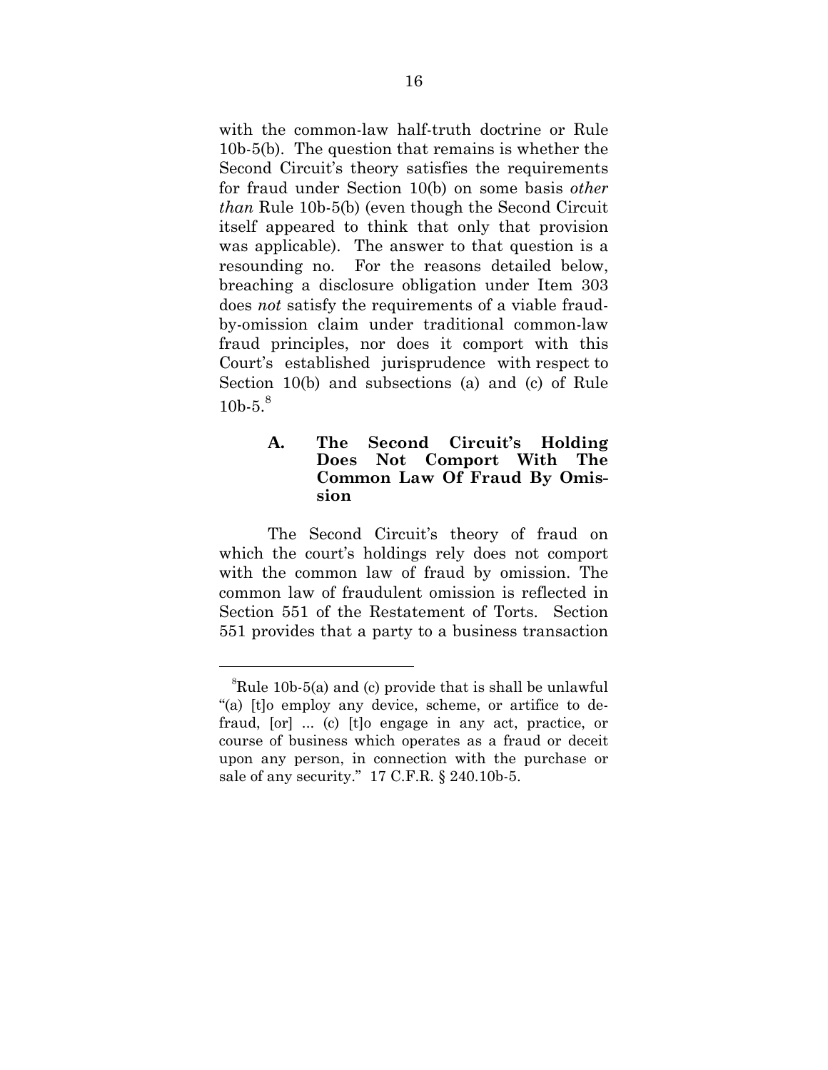with the common-law half-truth doctrine or Rule 10b-5(b). The question that remains is whether the Second Circuit's theory satisfies the requirements for fraud under Section 10(b) on some basis *other than* Rule 10b-5(b) (even though the Second Circuit itself appeared to think that only that provision was applicable). The answer to that question is a resounding no. For the reasons detailed below, breaching a disclosure obligation under Item 303 does *not* satisfy the requirements of a viable fraud-by-omission claim under traditional common-law fraud principles, nor does it comport with this Court's established jurisprudence with respect to Section 10(b) and subsections (a) and (c) of Rule 10b-5.[8]

### A. The Second Circuit's Holding Does Not Comport With The Common Law Of Fraud By Omission

The Second Circuit's theory of fraud on which the court's holdings rely does not comport with the common law of fraud by omission. The common law of fraudulent omission is reflected in Section 551 of the Restatement of Torts. Section 551 provides that a party to a business transaction

---

[8]Rule 10b-5(a) and (c) provide that is shall be unlawful "(a) [t]o employ any device, scheme, or artifice to defraud, [or] ... (c) [t]o engage in any act, practice, or course of business which operates as a fraud or deceit upon any person, in connection with the purchase or sale of any security." 17 C.F.R. § 240.10b-5.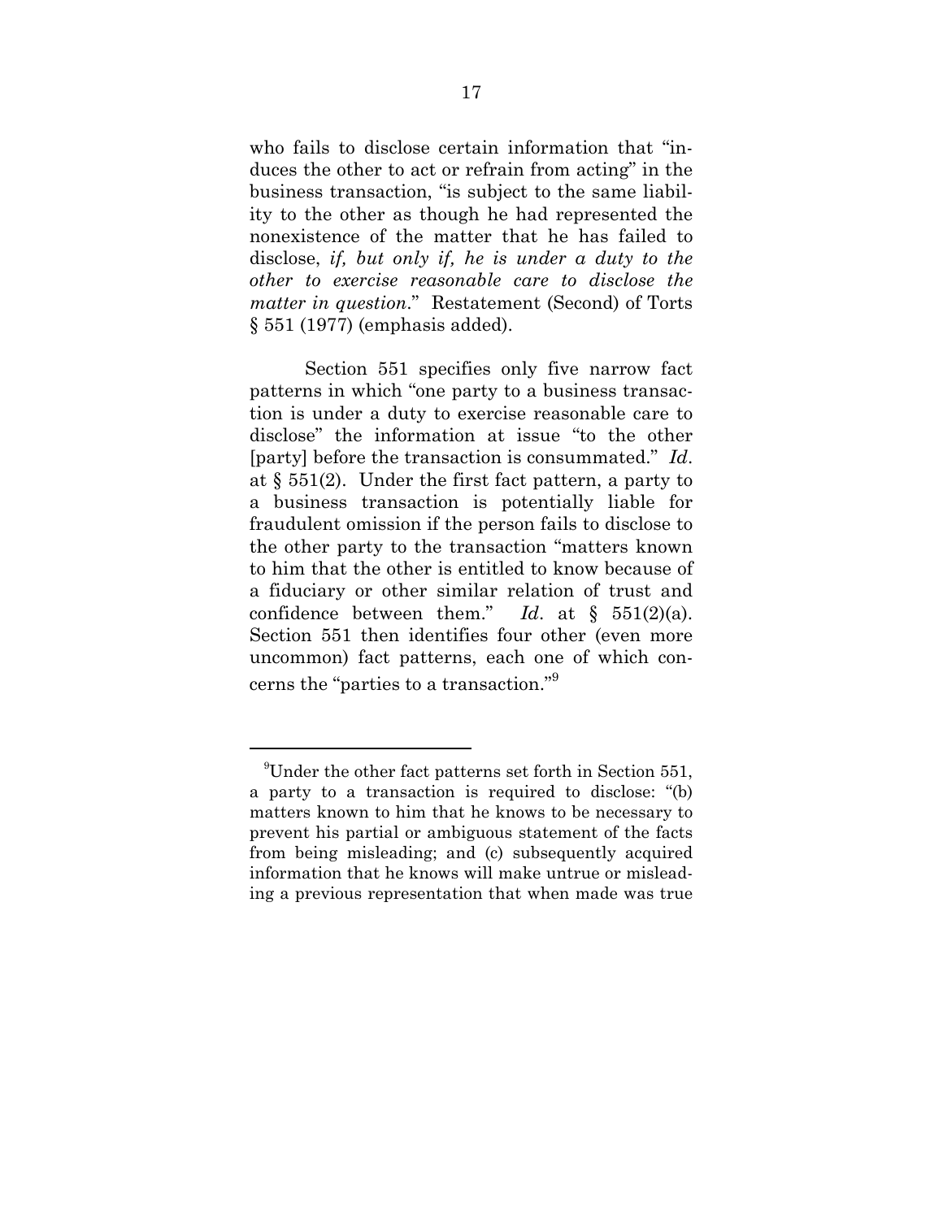who fails to disclose certain information that "induces the other to act or refrain from acting" in the business transaction, "is subject to the same liability to the other as though he had represented the nonexistence of the matter that he has failed to disclose, *if, but only if, he is under a duty to the other to exercise reasonable care to disclose the matter in question*." Restatement (Second) of Torts § 551 (1977) (emphasis added).

Section 551 specifies only five narrow fact patterns in which "one party to a business transaction is under a duty to exercise reasonable care to disclose" the information at issue "to the other [party] before the transaction is consummated." *Id*. at § 551(2). Under the first fact pattern, a party to a business transaction is potentially liable for fraudulent omission if the person fails to disclose to the other party to the transaction "matters known to him that the other is entitled to know because of a fiduciary or other similar relation of trust and confidence between them." *Id*. at § 551(2)(a). Section 551 then identifies four other (even more uncommon) fact patterns, each one of which concerns the "parties to a transaction."[9]

---

[9]Under the other fact patterns set forth in Section 551, a party to a transaction is required to disclose: "(b) matters known to him that he knows to be necessary to prevent his partial or ambiguous statement of the facts from being misleading; and (c) subsequently acquired information that he knows will make untrue or misleading a previous representation that when made was true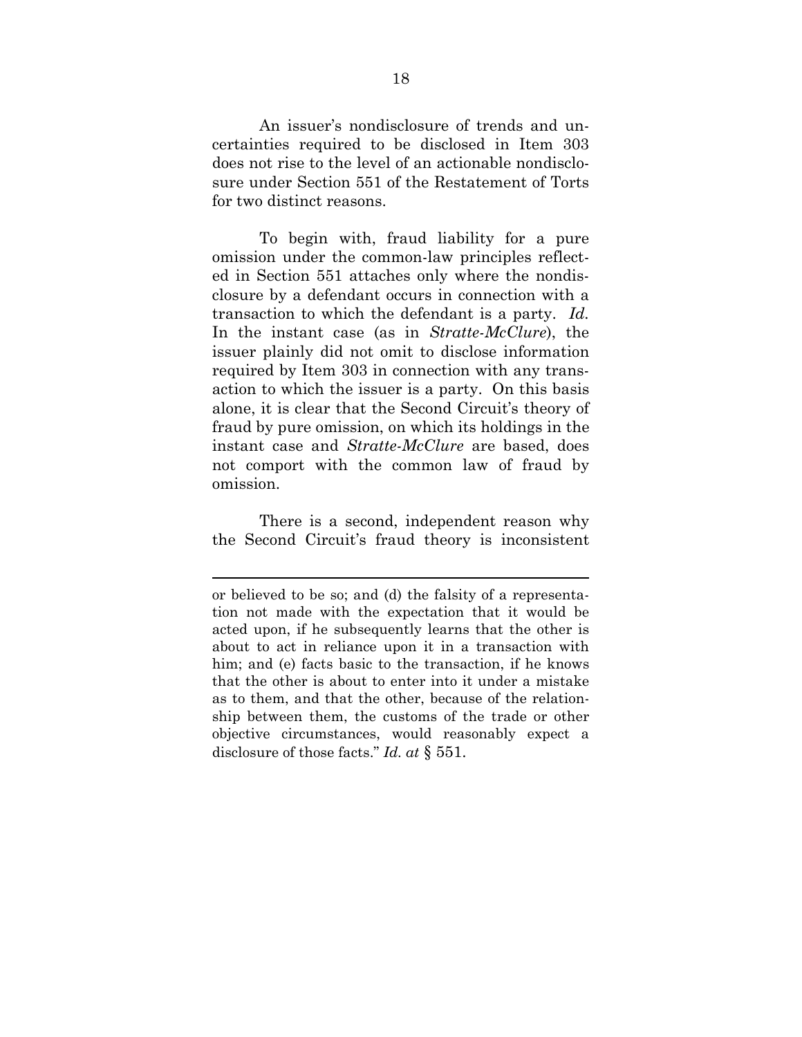An issuer's nondisclosure of trends and uncertainties required to be disclosed in Item 303 does not rise to the level of an actionable nondisclosure under Section 551 of the Restatement of Torts for two distinct reasons.

To begin with, fraud liability for a pure omission under the common-law principles reflected in Section 551 attaches only where the nondisclosure by a defendant occurs in connection with a transaction to which the defendant is a party. *Id.* In the instant case (as in *Stratte-McClure*), the issuer plainly did not omit to disclose information required by Item 303 in connection with any transaction to which the issuer is a party. On this basis alone, it is clear that the Second Circuit's theory of fraud by pure omission, on which its holdings in the instant case and *Stratte-McClure* are based, does not comport with the common law of fraud by omission.

There is a second, independent reason why the Second Circuit's fraud theory is inconsistent

---

or believed to be so; and (d) the falsity of a representation not made with the expectation that it would be acted upon, if he subsequently learns that the other is about to act in reliance upon it in a transaction with him; and (e) facts basic to the transaction, if he knows that the other is about to enter into it under a mistake as to them, and that the other, because of the relationship between them, the customs of the trade or other objective circumstances, would reasonably expect a disclosure of those facts." *Id. at* § 551.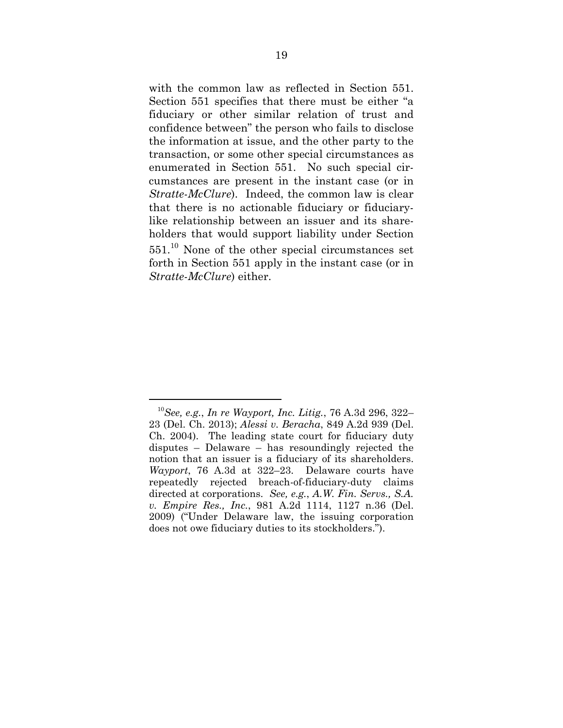with the common law as reflected in Section 551. Section 551 specifies that there must be either "a fiduciary or other similar relation of trust and confidence between" the person who fails to disclose the information at issue, and the other party to the transaction, or some other special circumstances as enumerated in Section 551. No such special circumstances are present in the instant case (or in *Stratte-McClure*). Indeed, the common law is clear that there is no actionable fiduciary or fiduciary-like relationship between an issuer and its shareholders that would support liability under Section 551.[10] None of the other special circumstances set forth in Section 551 apply in the instant case (or in *Stratte-McClure*) either.

---

[10] *See, e.g.*, *In re Wayport, Inc. Litig.*, 76 A.3d 296, 322–23 (Del. Ch. 2013); *Alessi v. Beracha*, 849 A.2d 939 (Del. Ch. 2004). The leading state court for fiduciary duty disputes – Delaware – has resoundingly rejected the notion that an issuer is a fiduciary of its shareholders. *Wayport*, 76 A.3d at 322–23. Delaware courts have repeatedly rejected breach-of-fiduciary-duty claims directed at corporations. *See, e.g.*, *A.W. Fin. Servs., S.A. v. Empire Res., Inc.*, 981 A.2d 1114, 1127 n.36 (Del. 2009) ("Under Delaware law, the issuing corporation does not owe fiduciary duties to its stockholders.").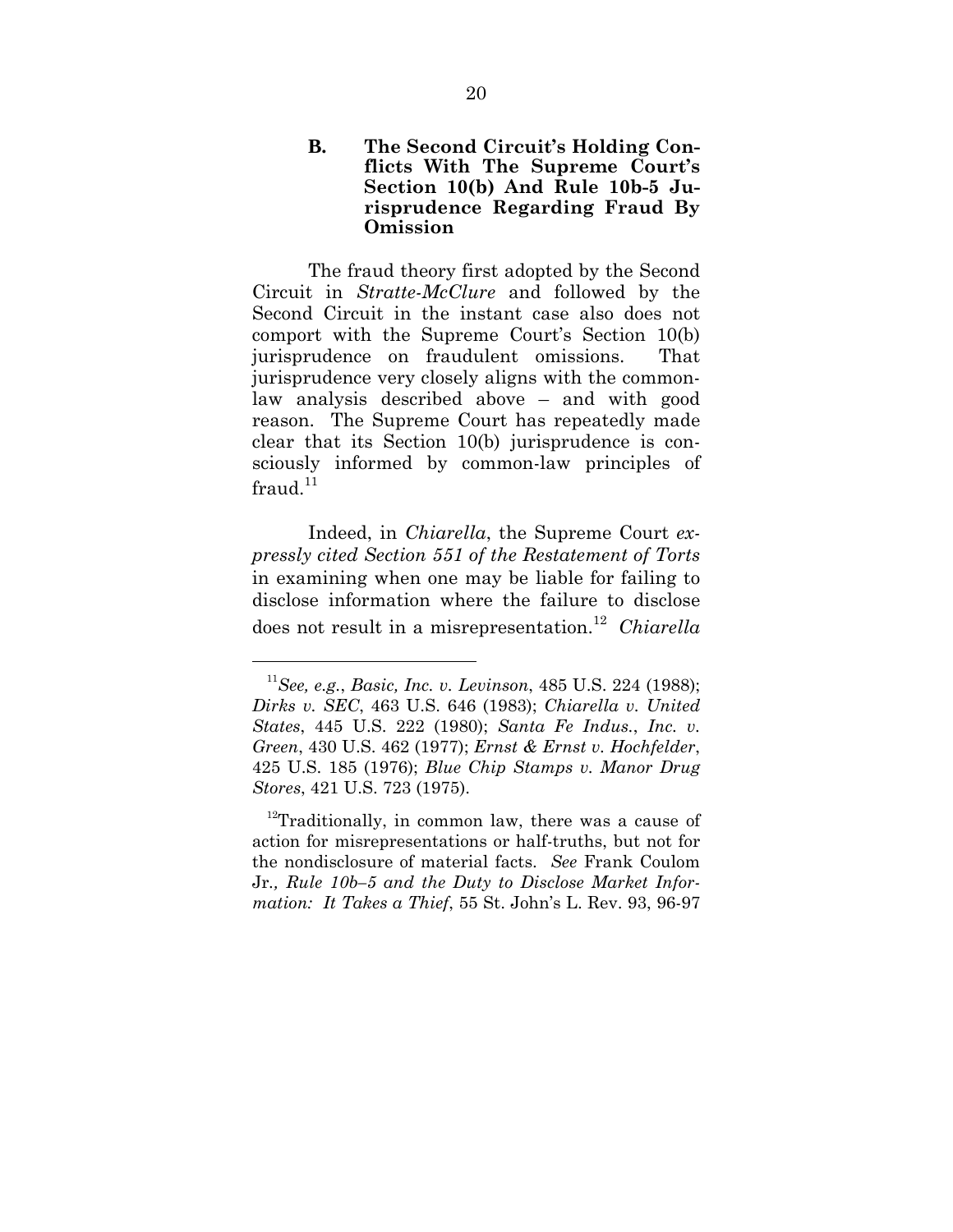### B. The Second Circuit's Holding Conflicts With The Supreme Court's Section 10(b) And Rule 10b-5 Jurisprudence Regarding Fraud By Omission

The fraud theory first adopted by the Second Circuit in *Stratte-McClure* and followed by the Second Circuit in the instant case also does not comport with the Supreme Court's Section 10(b) jurisprudence on fraudulent omissions. That jurisprudence very closely aligns with the common-law analysis described above – and with good reason. The Supreme Court has repeatedly made clear that its Section 10(b) jurisprudence is consciously informed by common-law principles of fraud.[11]

Indeed, in *Chiarella*, the Supreme Court *expressly cited Section 551 of the Restatement of Torts* in examining when one may be liable for failing to disclose information where the failure to disclose does not result in a misrepresentation.[12] *Chiarella*

---

[11] *See, e.g.*, *Basic, Inc. v. Levinson*, 485 U.S. 224 (1988); *Dirks v. SEC*, 463 U.S. 646 (1983); *Chiarella v. United States*, 445 U.S. 222 (1980); *Santa Fe Indus., Inc. v. Green*, 430 U.S. 462 (1977); *Ernst & Ernst v. Hochfelder*, 425 U.S. 185 (1976); *Blue Chip Stamps v. Manor Drug Stores*, 421 U.S. 723 (1975).

[12] Traditionally, in common law, there was a cause of action for misrepresentations or half-truths, but not for the nondisclosure of material facts. *See* Frank Coulom Jr., *Rule 10b–5 and the Duty to Disclose Market Information: It Takes a Thief*, 55 St. John's L. Rev. 93, 96-97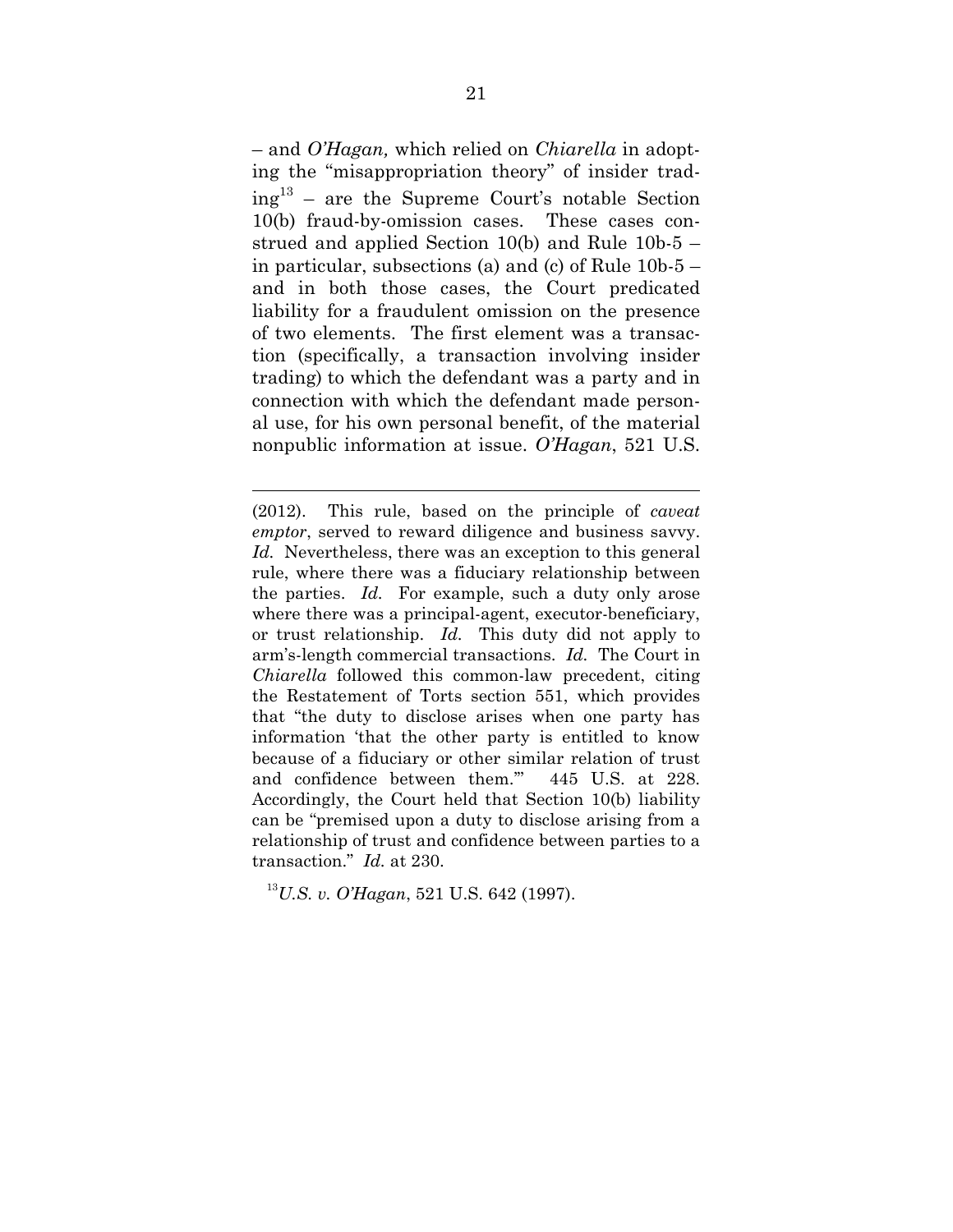– and *O'Hagan,* which relied on *Chiarella* in adopting the "misappropriation theory" of insider trading[13] – are the Supreme Court's notable Section 10(b) fraud-by-omission cases. These cases construed and applied Section 10(b) and Rule 10b-5 – in particular, subsections (a) and (c) of Rule 10b-5 – and in both those cases, the Court predicated liability for a fraudulent omission on the presence of two elements. The first element was a transaction (specifically, a transaction involving insider trading) to which the defendant was a party and in connection with which the defendant made personal use, for his own personal benefit, of the material nonpublic information at issue. *O'Hagan*, 521 U.S.

---

(2012). This rule, based on the principle of *caveat emptor*, served to reward diligence and business savvy. *Id.* Nevertheless, there was an exception to this general rule, where there was a fiduciary relationship between the parties. *Id.* For example, such a duty only arose where there was a principal-agent, executor-beneficiary, or trust relationship. *Id.* This duty did not apply to arm's-length commercial transactions. *Id.* The Court in *Chiarella* followed this common-law precedent, citing the Restatement of Torts section 551, which provides that "the duty to disclose arises when one party has information 'that the other party is entitled to know because of a fiduciary or other similar relation of trust and confidence between them.'" 445 U.S. at 228. Accordingly, the Court held that Section 10(b) liability can be "premised upon a duty to disclose arising from a relationship of trust and confidence between parties to a transaction." *Id.* at 230.

[13] *U.S. v. O'Hagan*, 521 U.S. 642 (1997).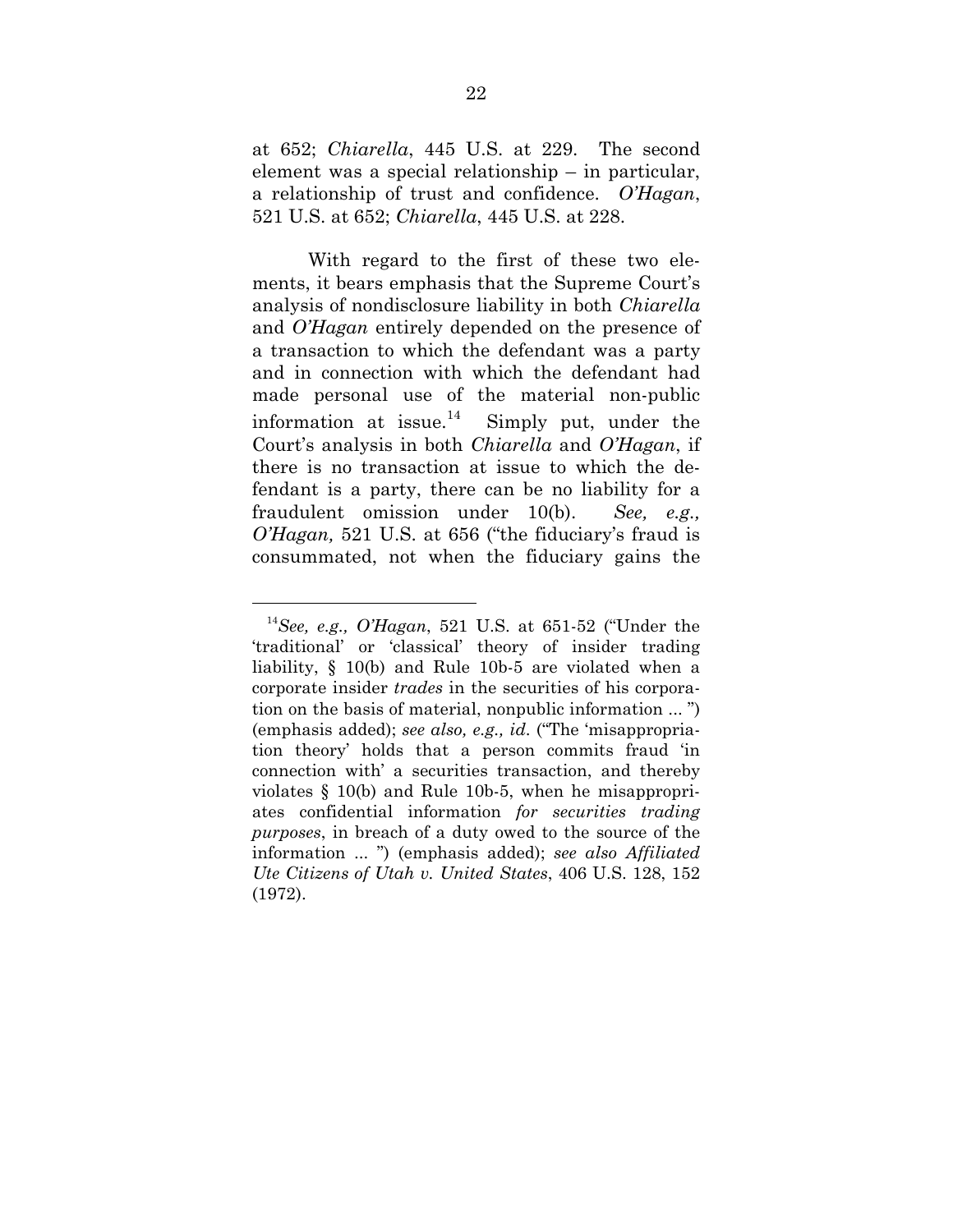at 652; *Chiarella*, 445 U.S. at 229. The second element was a special relationship – in particular, a relationship of trust and confidence. *O'Hagan*, 521 U.S. at 652; *Chiarella*, 445 U.S. at 228.

With regard to the first of these two elements, it bears emphasis that the Supreme Court's analysis of nondisclosure liability in both *Chiarella* and *O'Hagan* entirely depended on the presence of a transaction to which the defendant was a party and in connection with which the defendant had made personal use of the material non-public information at issue.[14] Simply put, under the Court's analysis in both *Chiarella* and *O'Hagan*, if there is no transaction at issue to which the defendant is a party, there can be no liability for a fraudulent omission under 10(b). *See, e.g., O'Hagan,* 521 U.S. at 656 ("the fiduciary's fraud is consummated, not when the fiduciary gains the

---

[14] *See, e.g., O'Hagan*, 521 U.S. at 651-52 ("Under the 'traditional' or 'classical' theory of insider trading liability, § 10(b) and Rule 10b-5 are violated when a corporate insider *trades* in the securities of his corporation on the basis of material, nonpublic information ... ") (emphasis added); *see also, e.g., id*. ("The 'misappropriation theory' holds that a person commits fraud 'in connection with' a securities transaction, and thereby violates § 10(b) and Rule 10b-5, when he misappropriates confidential information *for securities trading purposes*, in breach of a duty owed to the source of the information ... ") (emphasis added); *see also Affiliated Ute Citizens of Utah v. United States*, 406 U.S. 128, 152 (1972).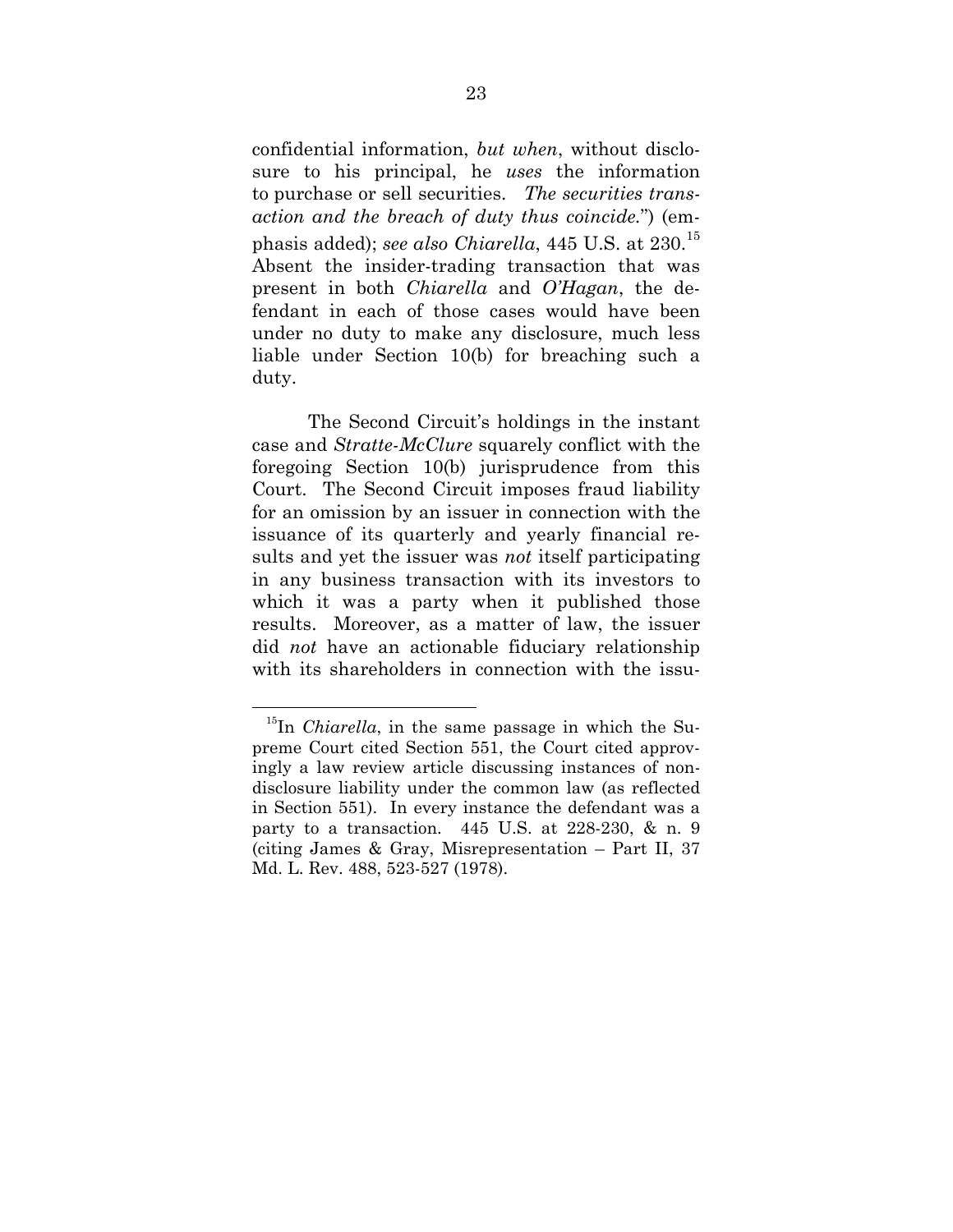confidential information, *but when*, without disclosure to his principal, he *uses* the information to purchase or sell securities. *The securities transaction and the breach of duty thus coincide.*") (emphasis added); *see also Chiarella*, 445 U.S. at 230.[15] Absent the insider-trading transaction that was present in both *Chiarella* and *O'Hagan*, the defendant in each of those cases would have been under no duty to make any disclosure, much less liable under Section 10(b) for breaching such a duty.

The Second Circuit's holdings in the instant case and *Stratte-McClure* squarely conflict with the foregoing Section 10(b) jurisprudence from this Court. The Second Circuit imposes fraud liability for an omission by an issuer in connection with the issuance of its quarterly and yearly financial results and yet the issuer was *not* itself participating in any business transaction with its investors to which it was a party when it published those results. Moreover, as a matter of law, the issuer did *not* have an actionable fiduciary relationship with its shareholders in connection with the issu-

---

[15]In *Chiarella*, in the same passage in which the Supreme Court cited Section 551, the Court cited approvingly a law review article discussing instances of nondisclosure liability under the common law (as reflected in Section 551). In every instance the defendant was a party to a transaction. 445 U.S. at 228-230, & n. 9 (citing James & Gray, Misrepresentation – Part II, 37 Md. L. Rev. 488, 523-527 (1978).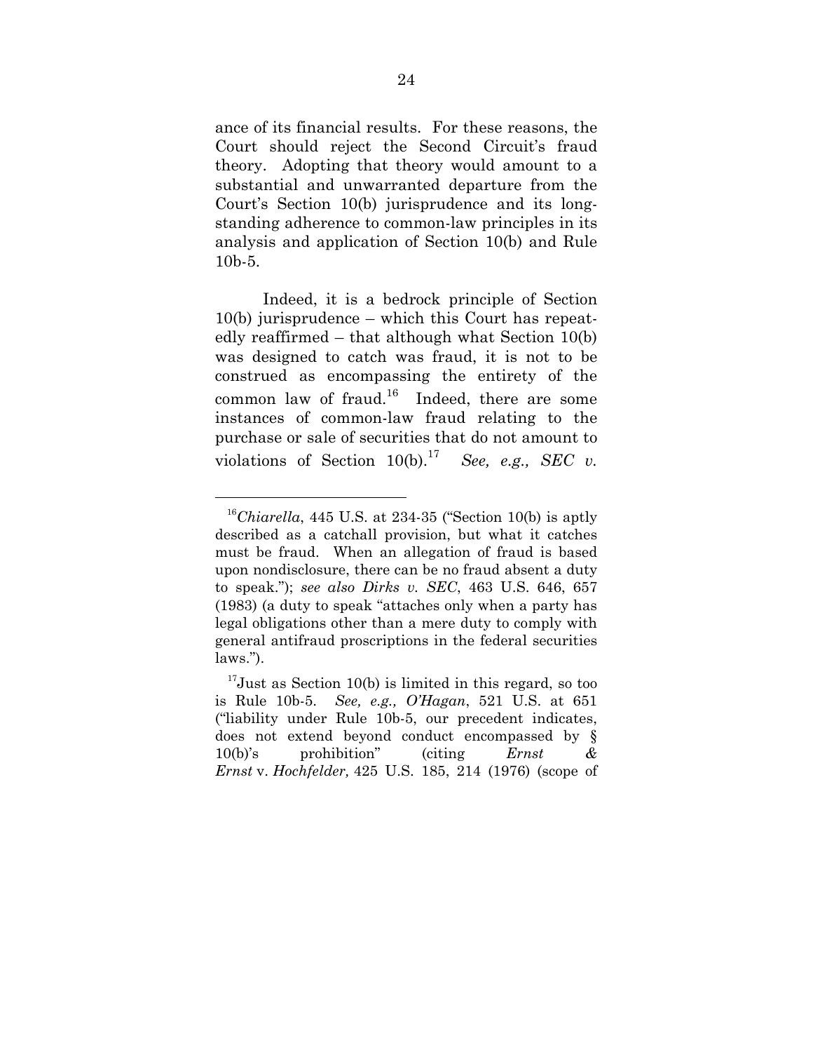ance of its financial results. For these reasons, the Court should reject the Second Circuit's fraud theory. Adopting that theory would amount to a substantial and unwarranted departure from the Court's Section 10(b) jurisprudence and its long-standing adherence to common-law principles in its analysis and application of Section 10(b) and Rule 10b-5.

Indeed, it is a bedrock principle of Section 10(b) jurisprudence – which this Court has repeatedly reaffirmed – that although what Section 10(b) was designed to catch was fraud, it is not to be construed as encompassing the entirety of the common law of fraud.[16] Indeed, there are some instances of common-law fraud relating to the purchase or sale of securities that do not amount to violations of Section 10(b).[17] *See, e.g., SEC v.*

---

[16]*Chiarella*, 445 U.S. at 234-35 ("Section 10(b) is aptly described as a catchall provision, but what it catches must be fraud. When an allegation of fraud is based upon nondisclosure, there can be no fraud absent a duty to speak."); *see also Dirks v. SEC*, 463 U.S. 646, 657 (1983) (a duty to speak "attaches only when a party has legal obligations other than a mere duty to comply with general antifraud proscriptions in the federal securities laws.").

[17]Just as Section 10(b) is limited in this regard, so too is Rule 10b-5. *See, e.g., O'Hagan*, 521 U.S. at 651 ("liability under Rule 10b-5, our precedent indicates, does not extend beyond conduct encompassed by § 10(b)'s prohibition" (citing *Ernst & Ernst* v. *Hochfelder,* 425 U.S. 185, 214 (1976) (scope of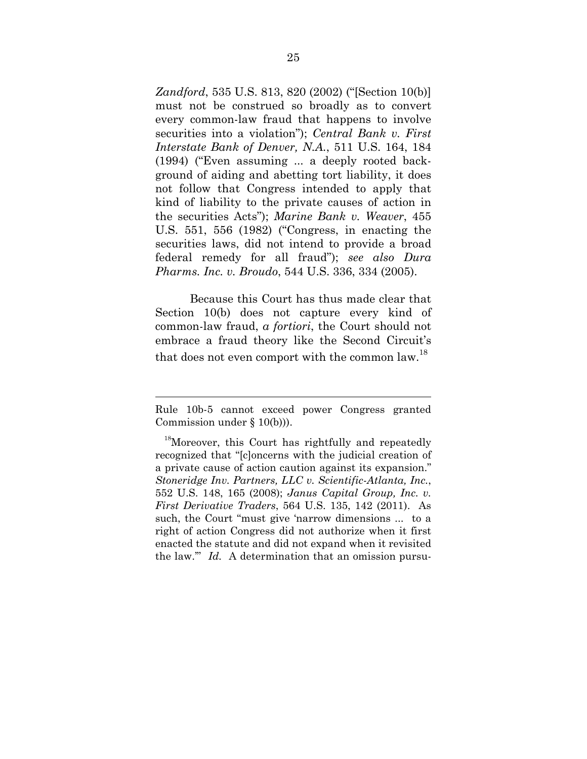*Zandford*, 535 U.S. 813, 820 (2002) ("[Section 10(b)] must not be construed so broadly as to convert every common-law fraud that happens to involve securities into a violation"); *Central Bank v. First Interstate Bank of Denver, N.A.*, 511 U.S. 164, 184 (1994) ("Even assuming ... a deeply rooted background of aiding and abetting tort liability, it does not follow that Congress intended to apply that kind of liability to the private causes of action in the securities Acts"); *Marine Bank v. Weaver*, 455 U.S. 551, 556 (1982) ("Congress, in enacting the securities laws, did not intend to provide a broad federal remedy for all fraud"); *see also Dura Pharms. Inc. v. Broudo*, 544 U.S. 336, 334 (2005).

Because this Court has thus made clear that Section 10(b) does not capture every kind of common-law fraud, *a fortiori*, the Court should not embrace a fraud theory like the Second Circuit's that does not even comport with the common law.[18]

---

Rule 10b-5 cannot exceed power Congress granted Commission under § 10(b))).

[18] Moreover, this Court has rightfully and repeatedly recognized that "[c]oncerns with the judicial creation of a private cause of action caution against its expansion." *Stoneridge Inv. Partners, LLC v. Scientific-Atlanta, Inc.*, 552 U.S. 148, 165 (2008); *Janus Capital Group, Inc. v. First Derivative Traders*, 564 U.S. 135, 142 (2011). As such, the Court "must give 'narrow dimensions ... to a right of action Congress did not authorize when it first enacted the statute and did not expand when it revisited the law.'" *Id.* A determination that an omission pursu-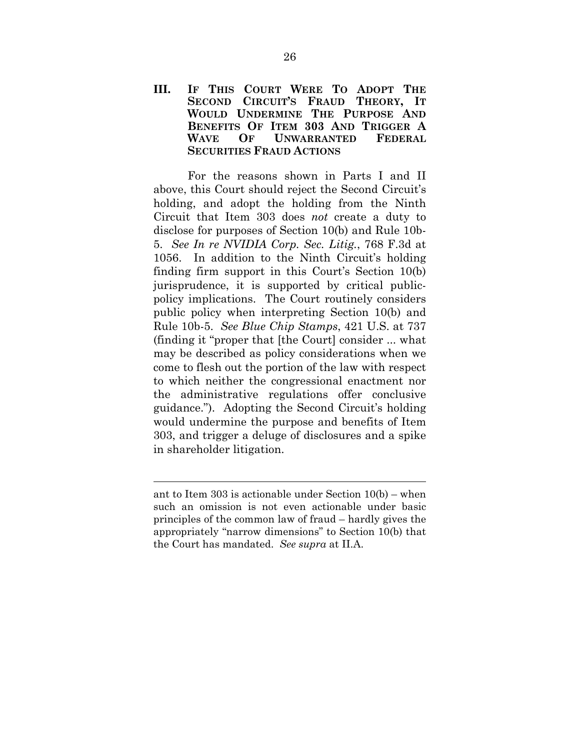## III. IF THIS COURT WERE TO ADOPT THE SECOND CIRCUIT'S FRAUD THEORY, IT WOULD UNDERMINE THE PURPOSE AND BENEFITS OF ITEM 303 AND TRIGGER A WAVE OF UNWARRANTED FEDERAL SECURITIES FRAUD ACTIONS

For the reasons shown in Parts I and II above, this Court should reject the Second Circuit's holding, and adopt the holding from the Ninth Circuit that Item 303 does *not* create a duty to disclose for purposes of Section 10(b) and Rule 10b-5. *See In re NVIDIA Corp. Sec. Litig.*, 768 F.3d at 1056. In addition to the Ninth Circuit's holding finding firm support in this Court's Section 10(b) jurisprudence, it is supported by critical public-policy implications. The Court routinely considers public policy when interpreting Section 10(b) and Rule 10b-5. *See Blue Chip Stamps*, 421 U.S. at 737 (finding it "proper that [the Court] consider ... what may be described as policy considerations when we come to flesh out the portion of the law with respect to which neither the congressional enactment nor the administrative regulations offer conclusive guidance."). Adopting the Second Circuit's holding would undermine the purpose and benefits of Item 303, and trigger a deluge of disclosures and a spike in shareholder litigation.

---

ant to Item 303 is actionable under Section 10(b) – when such an omission is not even actionable under basic principles of the common law of fraud – hardly gives the appropriately "narrow dimensions" to Section 10(b) that the Court has mandated. *See supra* at II.A.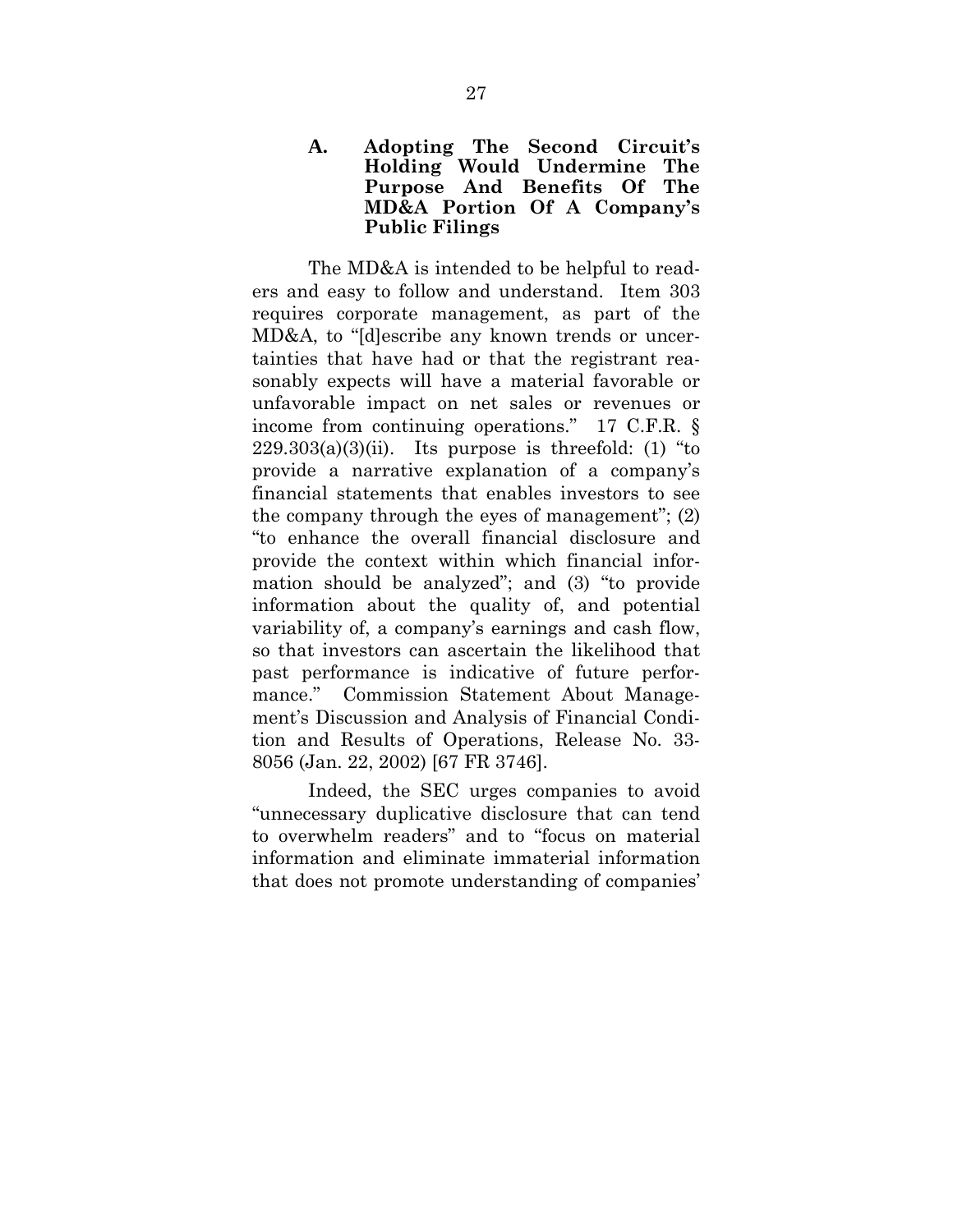### A. Adopting The Second Circuit's Holding Would Undermine The Purpose And Benefits Of The MD&A Portion Of A Company's Public Filings

The MD&A is intended to be helpful to readers and easy to follow and understand. Item 303 requires corporate management, as part of the MD&A, to "[d]escribe any known trends or uncertainties that have had or that the registrant reasonably expects will have a material favorable or unfavorable impact on net sales or revenues or income from continuing operations." 17 C.F.R. § 229.303(a)(3)(ii). Its purpose is threefold: (1) "to provide a narrative explanation of a company's financial statements that enables investors to see the company through the eyes of management"; (2) "to enhance the overall financial disclosure and provide the context within which financial information should be analyzed"; and (3) "to provide information about the quality of, and potential variability of, a company's earnings and cash flow, so that investors can ascertain the likelihood that past performance is indicative of future performance." Commission Statement About Management's Discussion and Analysis of Financial Condition and Results of Operations, Release No. 33-8056 (Jan. 22, 2002) [67 FR 3746].

Indeed, the SEC urges companies to avoid "unnecessary duplicative disclosure that can tend to overwhelm readers" and to "focus on material information and eliminate immaterial information that does not promote understanding of companies'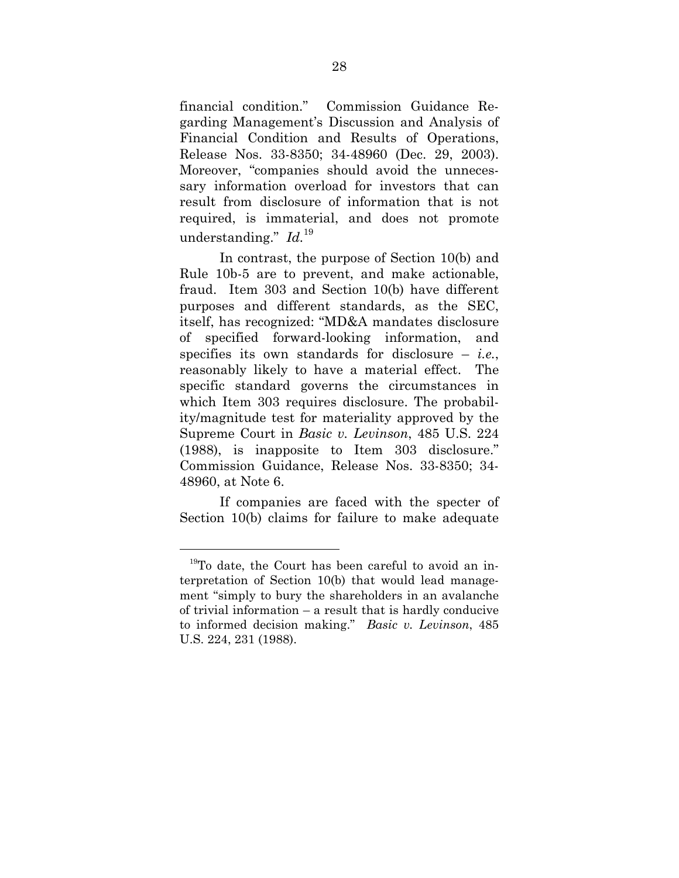financial condition." Commission Guidance Regarding Management's Discussion and Analysis of Financial Condition and Results of Operations, Release Nos. 33-8350; 34-48960 (Dec. 29, 2003). Moreover, "companies should avoid the unnecessary information overload for investors that can result from disclosure of information that is not required, is immaterial, and does not promote understanding." *Id.*[19]

In contrast, the purpose of Section 10(b) and Rule 10b-5 are to prevent, and make actionable, fraud. Item 303 and Section 10(b) have different purposes and different standards, as the SEC, itself, has recognized: "MD&A mandates disclosure of specified forward-looking information, and specifies its own standards for disclosure – *i.e.*, reasonably likely to have a material effect. The specific standard governs the circumstances in which Item 303 requires disclosure. The probability/magnitude test for materiality approved by the Supreme Court in *Basic v. Levinson*, 485 U.S. 224 (1988), is inapposite to Item 303 disclosure." Commission Guidance, Release Nos. 33-8350; 34-48960, at Note 6.

If companies are faced with the specter of Section 10(b) claims for failure to make adequate

---

[19] To date, the Court has been careful to avoid an interpretation of Section 10(b) that would lead management "simply to bury the shareholders in an avalanche of trivial information – a result that is hardly conducive to informed decision making." *Basic v. Levinson*, 485 U.S. 224, 231 (1988).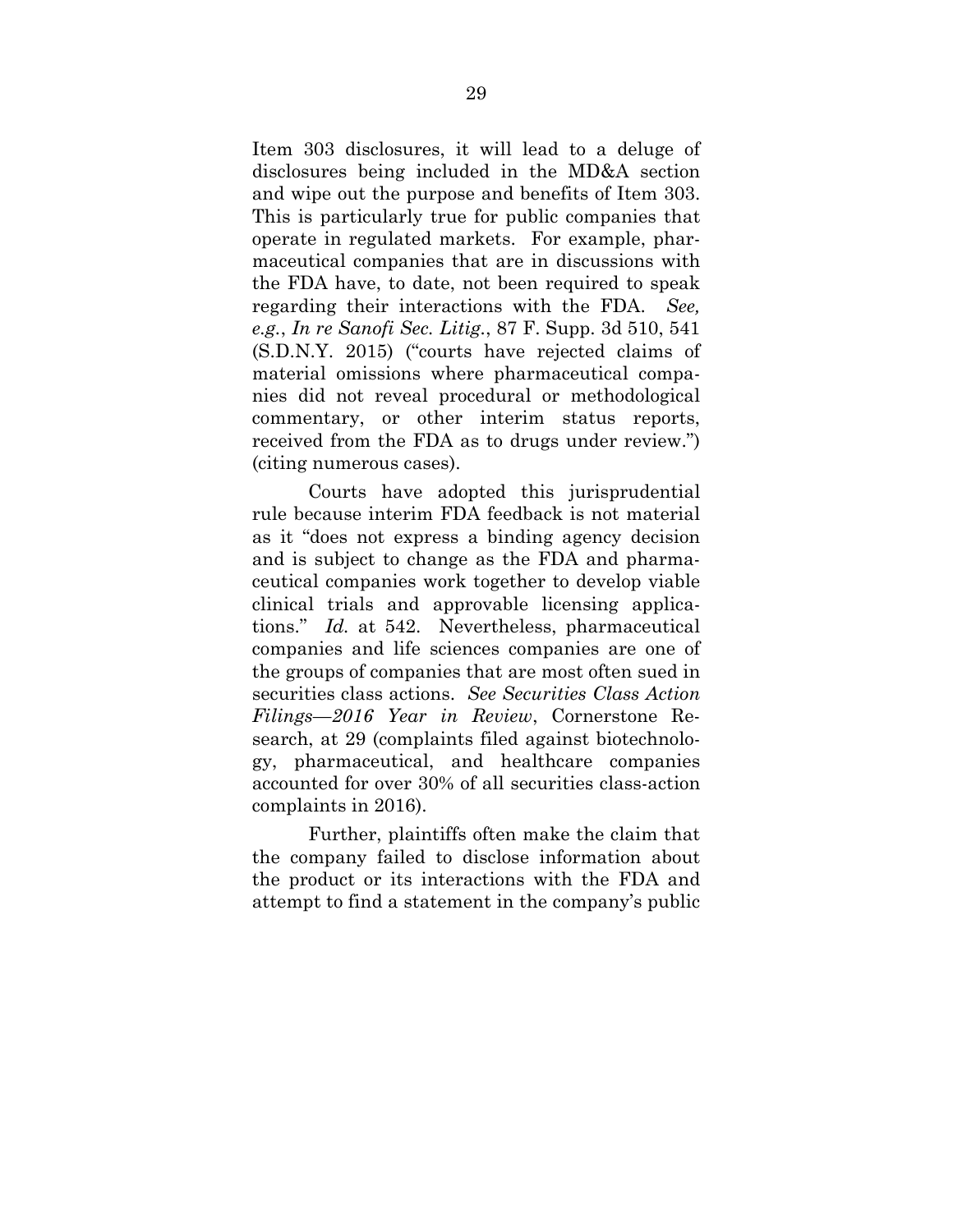Item 303 disclosures, it will lead to a deluge of disclosures being included in the MD&A section and wipe out the purpose and benefits of Item 303. This is particularly true for public companies that operate in regulated markets. For example, pharmaceutical companies that are in discussions with the FDA have, to date, not been required to speak regarding their interactions with the FDA. *See, e.g.*, *In re Sanofi Sec. Litig.*, 87 F. Supp. 3d 510, 541 (S.D.N.Y. 2015) ("courts have rejected claims of material omissions where pharmaceutical companies did not reveal procedural or methodological commentary, or other interim status reports, received from the FDA as to drugs under review.") (citing numerous cases).

Courts have adopted this jurisprudential rule because interim FDA feedback is not material as it "does not express a binding agency decision and is subject to change as the FDA and pharmaceutical companies work together to develop viable clinical trials and approvable licensing applications." *Id.* at 542. Nevertheless, pharmaceutical companies and life sciences companies are one of the groups of companies that are most often sued in securities class actions. *See Securities Class Action Filings—2016 Year in Review*, Cornerstone Research, at 29 (complaints filed against biotechnology, pharmaceutical, and healthcare companies accounted for over 30% of all securities class-action complaints in 2016).

Further, plaintiffs often make the claim that the company failed to disclose information about the product or its interactions with the FDA and attempt to find a statement in the company's public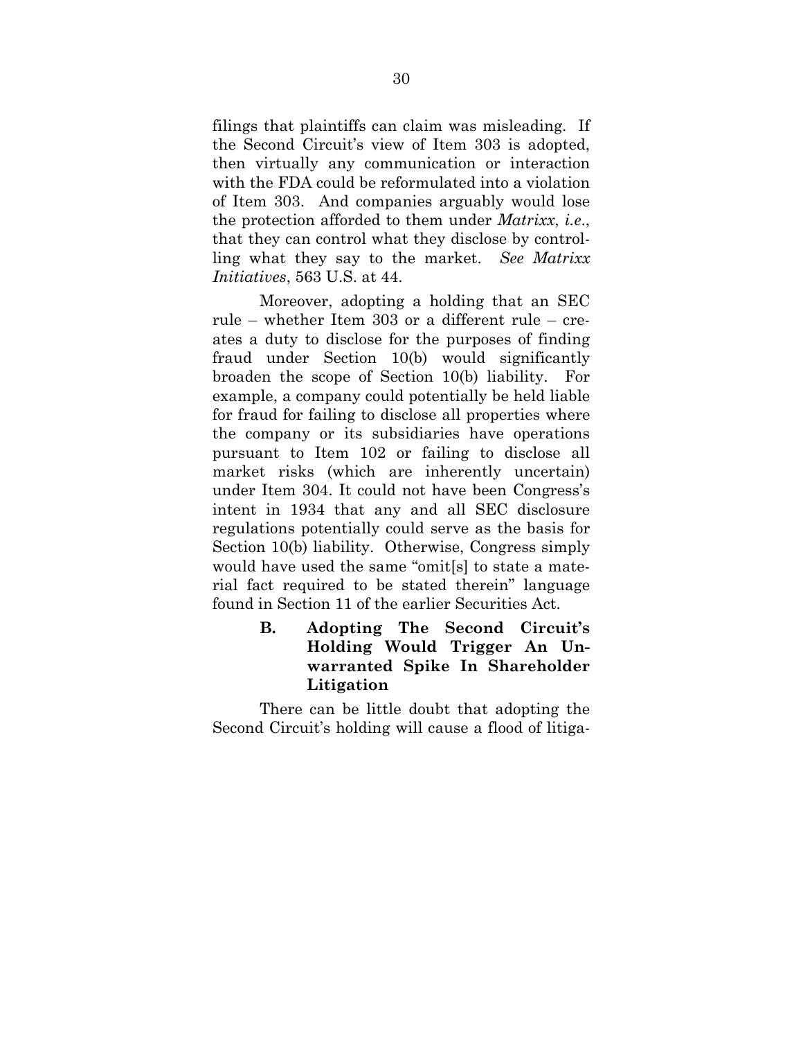filings that plaintiffs can claim was misleading. If the Second Circuit's view of Item 303 is adopted, then virtually any communication or interaction with the FDA could be reformulated into a violation of Item 303. And companies arguably would lose the protection afforded to them under *Matrixx*, *i.e.*, that they can control what they disclose by controlling what they say to the market. *See Matrixx Initiatives*, 563 U.S. at 44.

Moreover, adopting a holding that an SEC rule – whether Item 303 or a different rule – creates a duty to disclose for the purposes of finding fraud under Section 10(b) would significantly broaden the scope of Section 10(b) liability. For example, a company could potentially be held liable for fraud for failing to disclose all properties where the company or its subsidiaries have operations pursuant to Item 102 or failing to disclose all market risks (which are inherently uncertain) under Item 304. It could not have been Congress's intent in 1934 that any and all SEC disclosure regulations potentially could serve as the basis for Section 10(b) liability. Otherwise, Congress simply would have used the same "omit[s] to state a material fact required to be stated therein" language found in Section 11 of the earlier Securities Act.

### B. Adopting The Second Circuit's Holding Would Trigger An Unwarranted Spike In Shareholder Litigation

There can be little doubt that adopting the Second Circuit's holding will cause a flood of litiga-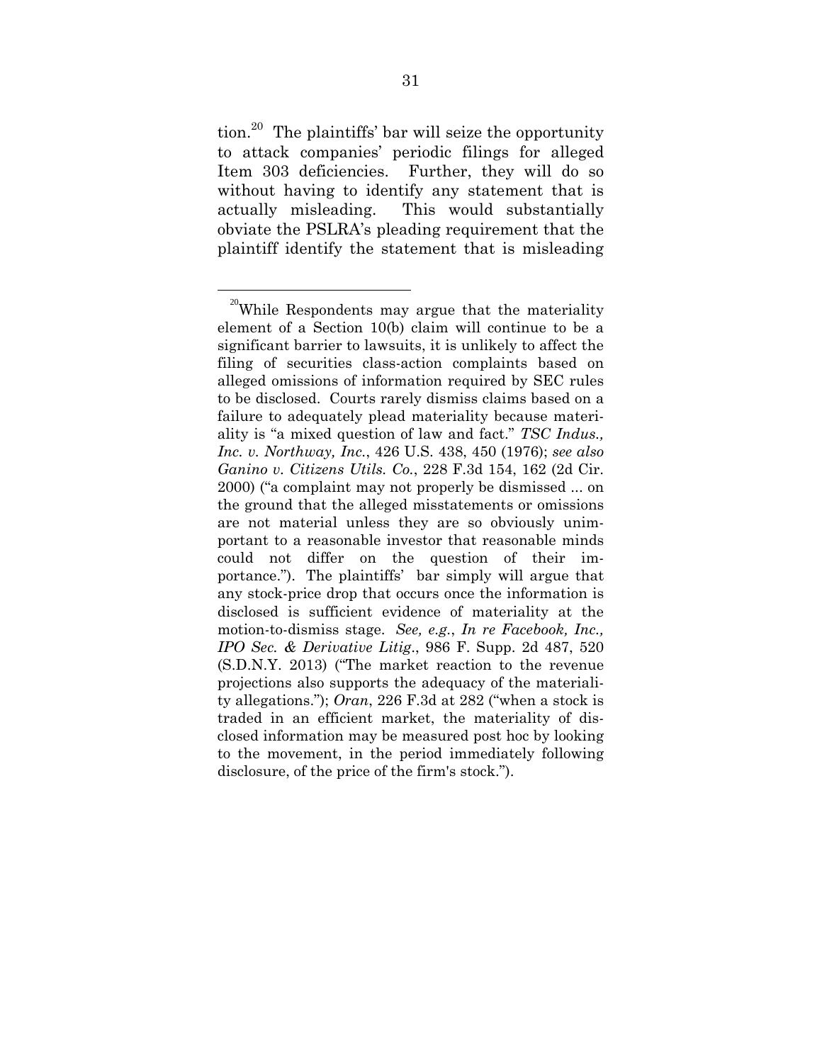tion.[20] The plaintiffs' bar will seize the opportunity to attack companies' periodic filings for alleged Item 303 deficiencies. Further, they will do so without having to identify any statement that is actually misleading. This would substantially obviate the PSLRA's pleading requirement that the plaintiff identify the statement that is misleading

---

[20] While Respondents may argue that the materiality element of a Section 10(b) claim will continue to be a significant barrier to lawsuits, it is unlikely to affect the filing of securities class-action complaints based on alleged omissions of information required by SEC rules to be disclosed. Courts rarely dismiss claims based on a failure to adequately plead materiality because materiality is "a mixed question of law and fact." *TSC Indus., Inc. v. Northway, Inc.*, 426 U.S. 438, 450 (1976); *see also Ganino v. Citizens Utils. Co.*, 228 F.3d 154, 162 (2d Cir. 2000) ("a complaint may not properly be dismissed ... on the ground that the alleged misstatements or omissions are not material unless they are so obviously unimportant to a reasonable investor that reasonable minds could not differ on the question of their importance."). The plaintiffs' bar simply will argue that any stock-price drop that occurs once the information is disclosed is sufficient evidence of materiality at the motion-to-dismiss stage. *See, e.g.*, *In re Facebook, Inc., IPO Sec. & Derivative Litig.*, 986 F. Supp. 2d 487, 520 (S.D.N.Y. 2013) ("The market reaction to the revenue projections also supports the adequacy of the materiality allegations."); *Oran*, 226 F.3d at 282 ("when a stock is traded in an efficient market, the materiality of disclosed information may be measured post hoc by looking to the movement, in the period immediately following disclosure, of the price of the firm's stock.").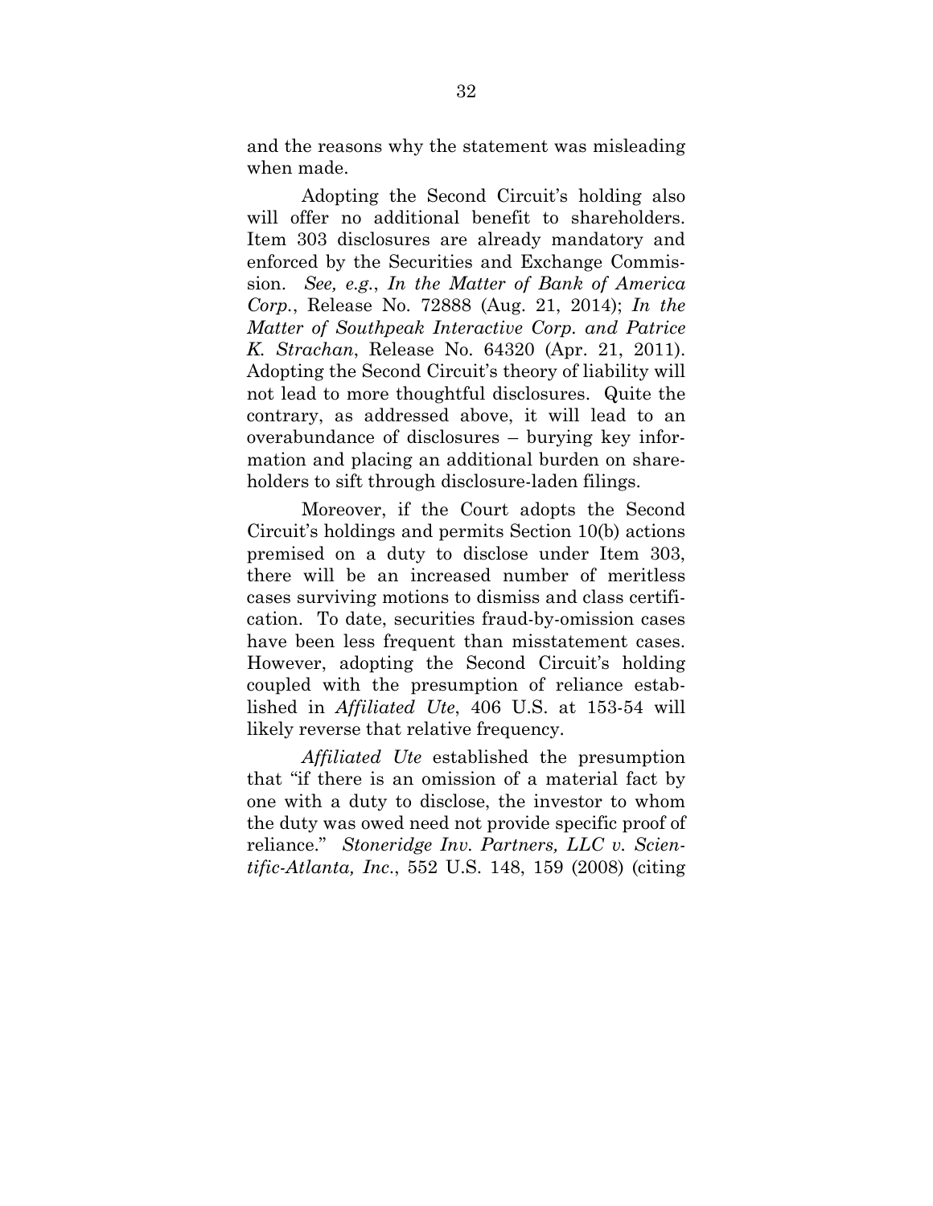and the reasons why the statement was misleading when made.

Adopting the Second Circuit's holding also will offer no additional benefit to shareholders. Item 303 disclosures are already mandatory and enforced by the Securities and Exchange Commission. *See, e.g.*, *In the Matter of Bank of America Corp.*, Release No. 72888 (Aug. 21, 2014); *In the Matter of Southpeak Interactive Corp. and Patrice K. Strachan*, Release No. 64320 (Apr. 21, 2011). Adopting the Second Circuit's theory of liability will not lead to more thoughtful disclosures. Quite the contrary, as addressed above, it will lead to an overabundance of disclosures – burying key information and placing an additional burden on shareholders to sift through disclosure-laden filings.

Moreover, if the Court adopts the Second Circuit's holdings and permits Section 10(b) actions premised on a duty to disclose under Item 303, there will be an increased number of meritless cases surviving motions to dismiss and class certification. To date, securities fraud-by-omission cases have been less frequent than misstatement cases. However, adopting the Second Circuit's holding coupled with the presumption of reliance established in *Affiliated Ute*, 406 U.S. at 153-54 will likely reverse that relative frequency.

*Affiliated Ute* established the presumption that "if there is an omission of a material fact by one with a duty to disclose, the investor to whom the duty was owed need not provide specific proof of reliance." *Stoneridge Inv. Partners, LLC v. Scientific-Atlanta, Inc.*, 552 U.S. 148, 159 (2008) (citing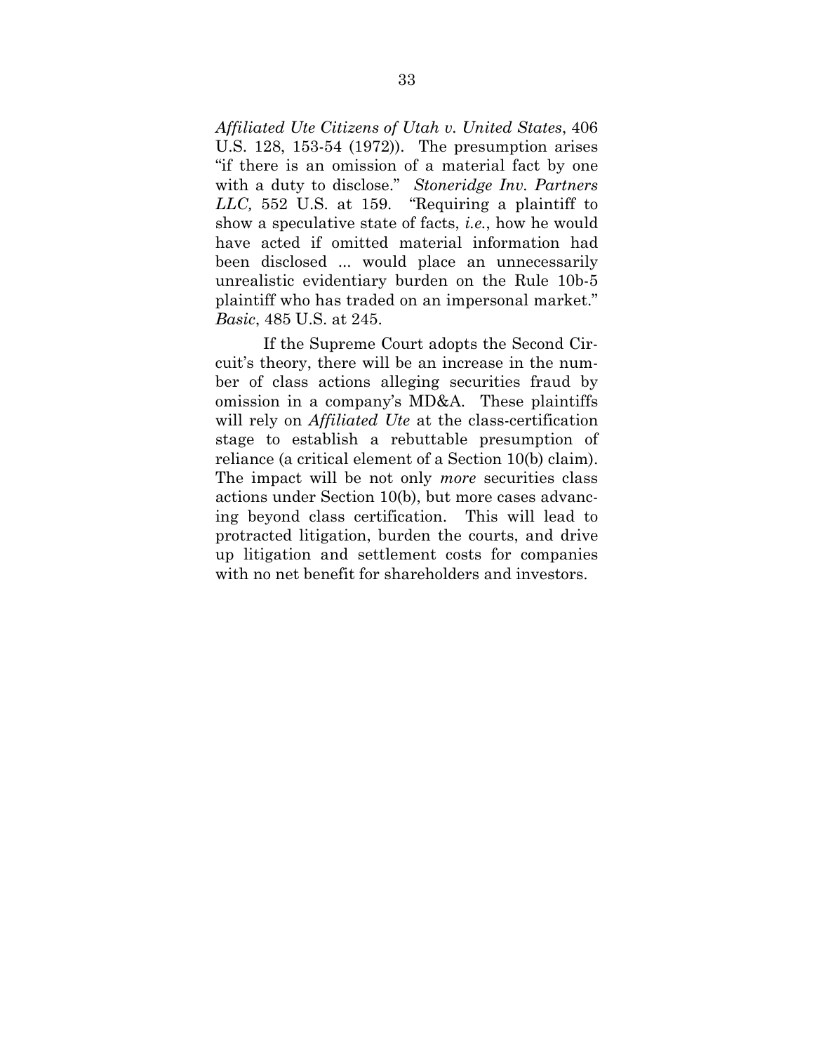*Affiliated Ute Citizens of Utah v. United States*, 406 U.S. 128, 153-54 (1972)). The presumption arises "if there is an omission of a material fact by one with a duty to disclose." *Stoneridge Inv. Partners LLC,* 552 U.S. at 159. "Requiring a plaintiff to show a speculative state of facts, *i.e.*, how he would have acted if omitted material information had been disclosed ... would place an unnecessarily unrealistic evidentiary burden on the Rule 10b-5 plaintiff who has traded on an impersonal market." *Basic*, 485 U.S. at 245.

If the Supreme Court adopts the Second Circuit's theory, there will be an increase in the number of class actions alleging securities fraud by omission in a company's MD&A. These plaintiffs will rely on *Affiliated Ute* at the class-certification stage to establish a rebuttable presumption of reliance (a critical element of a Section 10(b) claim). The impact will be not only *more* securities class actions under Section 10(b), but more cases advancing beyond class certification. This will lead to protracted litigation, burden the courts, and drive up litigation and settlement costs for companies with no net benefit for shareholders and investors.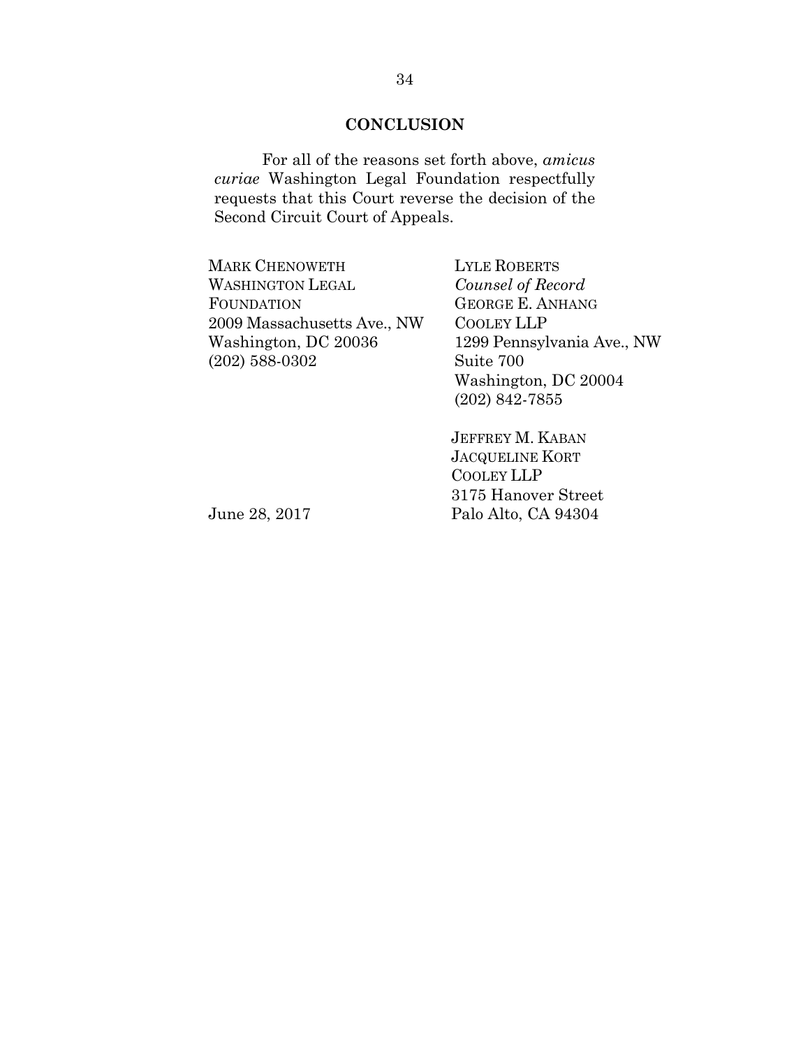## CONCLUSION

For all of the reasons set forth above, *amicus curiae* Washington Legal Foundation respectfully requests that this Court reverse the decision of the Second Circuit Court of Appeals.

MARK CHENOWETH
WASHINGTON LEGAL FOUNDATION
2009 Massachusetts Ave., NW
Washington, DC 20036
(202) 588-0302

LYLE ROBERTS
*Counsel of Record*
GEORGE E. ANHANG
COOLEY LLP
1299 Pennsylvania Ave., NW
Suite 700
Washington, DC 20004
(202) 842-7855

JEFFREY M. KABAN
JACQUELINE KORT
COOLEY LLP
3175 Hanover Street
Palo Alto, CA 94304

June 28, 2017